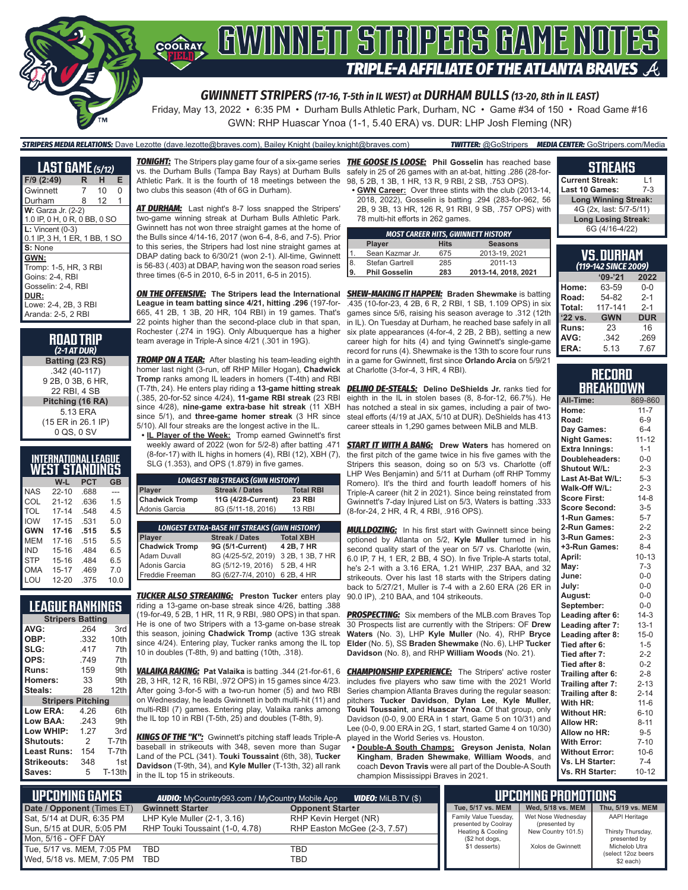# GWINNETT STRIPERS GAME NOTES

## TRIPLE-A AFFILIATE OF THE ATLANTA BRAVES

### GWINNETT STRIPERS (17-16, T-5th in IL WEST) at DURHAM BULLS (13-20, 8th in IL EAST)

Friday, May 13, 2022 • 6:35 PM • Durham Bulls Athletic Park, Durham, NC • Game #34 of 150 • Road Game #16

GWN: RHP Huascar Ynoa (1-1, 5.40 ERA) vs. DUR: LHP Josh Fleming (NR)

**STRIPERS MEDIA RELATIONS:** Dave Lezotte (dave.lezotte@braves.com), Bailey Knight (bailey.knight@braves.com) **TWITTER:** @GoStripers **MEDIA CENTER:** GoStripers.com/Media

## LAST GAME (5/12)

| F/9 (2:49) | R | H | E |
|---|---|---|---|
| Gwinnett | 7 | 10 | 0 |
| Durham | 8 | 12 | 1 |

**W:** Garza Jr. (2-2)
1.0 IP, 0 H, 0 R, 0 BB, 0 SO

**L:** Vincent (0-3)
0.1 IP, 3 H, 1 ER, 1 BB, 1 SO

**S:** None

**GWN:**
Tromp: 1-5, HR, 3 RBI
Goins: 2-4, RBI
Gosselin: 2-4, RBI

**DUR:**
Lowe: 2-4, 2B, 3 RBI
Aranda: 2-5, 2 RBI

## ROAD TRIP (2-1 AT DUR)

**Batting (23 RS)**
.342 (40-117)
9 2B, 0 3B, 6 HR,
22 RBI, 4 SB

**Pitching (16 RA)**
5.13 ERA
(15 ER in 26.1 IP)
0 QS, 0 SV

## INTERNATIONAL LEAGUE WEST STANDINGS

| | W-L | PCT | GB |
|---|---|---|---|
| NAS | 22-10 | .688 | --- |
| COL | 21-12 | .636 | 1.5 |
| TOL | 17-14 | .548 | 4.5 |
| IOW | 17-15 | .531 | 5.0 |
| **GWN** | **17-16** | **.515** | **5.5** |
| MEM | 17-16 | .515 | 5.5 |
| IND | 15-16 | .484 | 6.5 |
| STP | 15-16 | .484 | 6.5 |
| OMA | 15-17 | .469 | 7.0 |
| LOU | 12-20 | .375 | 10.0 |

## LEAGUE RANKINGS

| Stripers Batting | | |
|---|---|---|
| AVG: | .264 | 3rd |
| OBP: | .332 | 10th |
| SLG: | .417 | 7th |
| OPS: | .749 | 7th |
| Runs: | 159 | 9th |
| Homers: | 33 | 9th |
| Steals: | 28 | 12th |
| **Stripers Pitching** | | |
| Low ERA: | 4.26 | 6th |
| Low BAA: | .243 | 9th |
| Low WHIP: | 1.27 | 3rd |
| Shutouts: | 2 | T-7th |
| Least Runs: | 154 | T-7th |
| Strikeouts: | 348 | 1st |
| Saves: | 5 | T-13th |

***TONIGHT:*** The Stripers play game four of a six-game series vs. the Durham Bulls (Tampa Bay Rays) at Durham Bulls Athletic Park. It is the fourth of 18 meetings between the two clubs this season (4th of 6G in Durham).

***AT DURHAM:*** Last night's 8-7 loss snapped the Stripers' two-game winning streak at Durham Bulls Athletic Park. Gwinnett has not won three straight games at the home of the Bulls since 4/14-16, 2017 (won 6-4, 8-6, and 7-5). Prior to this series, the Stripers had lost nine straight games at DBAP dating back to 6/30/21 (won 2-1). All-time, Gwinnett is 56-83 (.403) at DBAP, having won the season road series three times (6-5 in 2010, 6-5 in 2011, 6-5 in 2015).

***ON THE OFFENSIVE:*** **The Stripers lead the International League in team batting since 4/21, hitting .296** (197-for-665, 41 2B, 1 3B, 20 HR, 104 RBI) in 19 games. That's 22 points higher than the second-place club in that span, Rochester (.274 in 19G). Only Albuquerque has a higher team average in Triple-A since 4/21 (.301 in 19G).

***TROMP ON A TEAR:*** After blasting his team-leading eighth homer last night (3-run, off RHP Miller Hogan), **Chadwick Tromp** ranks among IL leaders in homers (T-4th) and RBI (T-7th, 24). He enters play riding a **13-game hitting streak** (.385, 20-for-52 since 4/24), **11-game RBI streak** (23 RBI since 4/28), **nine-game extra-base hit streak** (11 XBH since 5/1), and **three-game homer streak** (3 HR since 5/10). All four streaks are the longest active in the IL.

- **IL Player of the Week:** Tromp earned Gwinnett's first weekly award of 2022 (won for 5/2-8) after batting .471 (8-for-17) with IL highs in homers (4), RBI (12), XBH (7), SLG (1.353), and OPS (1.879) in five games.

| LONGEST RBI STREAKS (GWN HISTORY) | | |
|---|---|---|
| **Player** | **Streak / Dates** | **Total RBI** |
| **Chadwick Tromp** | **11G (4/28-Current)** | **23 RBI** |
| Adonis Garcia | 8G (5/11-18, 2016) | 13 RBI |

| LONGEST EXTRA-BASE HIT STREAKS (GWN HISTORY) | | |
|---|---|---|
| **Player** | **Streak / Dates** | **Total XBH** |
| **Chadwick Tromp** | **9G (5/1-Current)** | **4 2B, 7 HR** |
| Adam Duvall | 8G (4/25-5/2, 2019) | 3 2B, 1 3B, 7 HR |
| Adonis Garcia | 8G (5/12-19, 2016) | 5 2B, 4 HR |
| Freddie Freeman | 8G (6/27-7/4, 2010) | 6 2B, 4 HR |

***TUCKER ALSO STREAKING:*** **Preston Tucker** enters play riding a 13-game on-base streak since 4/26, batting .388 (19-for-49, 5 2B, 1 HR, 11 R, 9 RBI, .980 OPS) in that span. He is one of two Stripers with a 13-game on-base streak this season, joining **Chadwick Tromp** (active 13G streak since 4/24). Entering play, Tucker ranks among the IL top 10 in doubles (T-8th, 9) and batting (10th, .318).

***VALAIKA RAKING:*** **Pat Valaika** is batting .344 (21-for-61, 6 2B, 3 HR, 12 R, 16 RBI, .972 OPS) in 15 games since 4/23. After going 3-for-5 with a two-run homer (5) and two RBI on Wednesday, he leads Gwinnett in both multi-hit (11) and multi-RBI (7) games. Entering play, Valaika ranks among the IL top 10 in RBI (T-5th, 25) and doubles (T-8th, 9).

***KINGS OF THE "K":*** Gwinnett's pitching staff leads Triple-A baseball in strikeouts with 348, seven more than Sugar Land of the PCL (341). **Touki Toussaint** (6th, 38), **Tucker Davidson** (T-9th, 34), and **Kyle Muller** (T-13th, 32) all rank in the IL top 15 in strikeouts.

***THE GOOSE IS LOOSE:*** **Phil Gosselin** has reached base safely in 25 of 26 games with an at-bat, hitting .286 (28-for-98, 5 2B, 1 3B, 1 HR, 13 R, 9 RBI, 2 SB, .753 OPS).

- **GWN Career:** Over three stints with the club (2013-14, 2018, 2022), Gosselin is batting .294 (283-for-962, 56 2B, 9 3B, 13 HR, 126 R, 91 RBI, 9 SB, .757 OPS) with 78 multi-hit efforts in 262 games.

| MOST CAREER HITS, GWINNETT HISTORY | | | |
|---|---|---|---|
| | **Player** | **Hits** | **Seasons** |
| 1. | Sean Kazmar Jr. | 675 | 2013-19, 2021 |
| 8. | Stefan Gartrell | 285 | 2011-13 |
| **9.** | **Phil Gosselin** | **283** | **2013-14, 2018, 2021** |

***SHEW-MAKING IT HAPPEN:*** **Braden Shewmake** is batting .435 (10-for-23, 4 2B, 6 R, 2 RBI, 1 SB, 1.109 OPS) in six games since 5/6, raising his season average to .312 (12th in IL). On Tuesday at Durham, he reached base safely in all six plate appearances (4-for-4, 2 2B, 2 BB), setting a new career high for hits (4) and tying Gwinnett's single-game record for runs (4). Shewmake is the 13th to score four runs in a game for Gwinnett, first since **Orlando Arcia** on 5/9/21 at Charlotte (3-for-4, 3 HR, 4 RBI).

***DELINO DE-STEALS:*** **Delino DeShields Jr.** ranks tied for eighth in the IL in stolen bases (8, 8-for-12, 66.7%). He has notched a steal in six games, including a pair of two-steal efforts (4/19 at JAX, 5/10 at DUR). DeShields has 413 career stteals in 1,290 games between MiLB and MLB.

***START IT WITH A BANG:*** **Drew Waters** has homered on the first pitch of the game twice in his five games with the Stripers this season, doing so on 5/3 vs. Charlotte (off LHP Wes Benjamin) and 5/11 at Durham (off RHP Tommy Romero). It's the third and fourth leadoff homers of his Triple-A career (hit 2 in 2021). Since being reinstated from Gwinnett's 7-day Injured List on 5/3, Waters is batting .333 (8-for-24, 2 HR, 4 R, 4 RBI, .916 OPS).

***MULLDOZING:*** In his first start with Gwinnett since being optioned by Atlanta on 5/2, **Kyle Muller** turned in his second quality start of the year on 5/7 vs. Charlotte (win, 6.0 IP, 7 H, 1 ER, 2 BB, 4 SO). In five Triple-A starts total, he's 2-1 with a 3.16 ERA, 1.21 WHIP, .237 BAA, and 32 strikeouts. Over his last 18 starts with the Stripers dating back to 5/27/21, Muller is 7-4 with a 2.60 ERA (26 ER in 90.0 IP), .210 BAA, and 104 strikeouts.

***PROSPECTING:*** Six members of the MLB.com Braves Top 30 Prospects list are currently with the Stripers: OF **Drew Waters** (No. 3), LHP **Kyle Muller** (No. 4), RHP **Bryce Elder** (No. 5), SS **Braden Shewmake** (No. 6), LHP **Tucker Davidson** (No. 8), and RHP **William Woods** (No. 21).

***CHAMPIONSHIP EXPERIENCE:*** The Stripers' active roster includes five players who saw time with the 2021 World Series champion Atlanta Braves during the regular season: pitchers **Tucker Davidson**, **Dylan Lee**, **Kyle Muller**, **Touki Toussaint**, and **Huascar Ynoa**. Of that group, only Davidson (0-0, 9.00 ERA in 1 start, Game 5 on 10/31) and Lee (0-0, 9.00 ERA in 2G, 1 start, started Game 4 on 10/30) played in the World Series vs. Houston.

- **Double-A South Champs:** **Greyson Jenista**, **Nolan Kingham**, **Braden Shewmake**, **William Woods**, and coach **Devon Travis** were all part of the Double-A South champion Mississippi Braves in 2021.

## STREAKS

| | |
|---|---|
| Current Streak: | L1 |
| Last 10 Games: | 7-3 |
| **Long Winning Streak:** | |
| 4G (2x, last: 5/7-5/11) | |
| **Long Losing Streak:** | |
| 6G (4/16-4/22) | |

## VS. DURHAM (119-142 SINCE 2009)

| | '09-'21 | 2022 |
|---|---|---|
| Home: | 63-59 | 0-0 |
| Road: | 54-82 | 2-1 |
| Total: | 117-141 | 2-1 |
| **'22 vs.** | **GWN** | **DUR** |
| Runs: | 23 | 16 |
| AVG: | .342 | .269 |
| ERA: | 5.13 | 7.67 |

## RECORD BREAKDOWN

| | |
|---|---|
| All-Time: | 869-860 |
| Home: | 11-7 |
| Road: | 6-9 |
| Day Games: | 6-4 |
| Night Games: | 11-12 |
| Extra Innings: | 1-1 |
| Doubleheaders: | 0-0 |
| Shutout W/L: | 2-3 |
| Last At-Bat W/L: | 5-3 |
| Walk-Off W/L: | 2-3 |
| Score First: | 14-8 |
| Score Second: | 3-5 |
| 1-Run Games: | 5-7 |
| 2-Run Games: | 2-2 |
| 3-Run Games: | 2-3 |
| +3-Run Games: | 8-4 |
| April: | 10-13 |
| May: | 7-3 |
| June: | 0-0 |
| July: | 0-0 |
| August: | 0-0 |
| September: | 0-0 |
| Leading after 6: | 14-3 |
| Leading after 7: | 13-1 |
| Leading after 8: | 15-0 |
| Tied after 6: | 1-5 |
| Tied after 7: | 2-2 |
| Tied after 8: | 0-2 |
| Trailing after 6: | 2-8 |
| Trailing after 7: | 2-13 |
| Trailing after 8: | 2-14 |
| With HR: | 11-6 |
| Without HR: | 6-10 |
| Allow HR: | 8-11 |
| Allow no HR: | 9-5 |
| With Error: | 7-10 |
| Without Error: | 10-6 |
| Vs. LH Starter: | 7-4 |
| Vs. RH Starter: | 10-12 |

## UPCOMING GAMES

**AUDIO:** MyCountry993.com / MyCountry Mobile App **VIDEO:** MiLB.TV ($)

| Date / Opponent (Times ET) | Gwinnett Starter | Opponent Starter |
|---|---|---|
| Sat, 5/14 at DUR, 6:35 PM | LHP Kyle Muller (2-1, 3.16) | RHP Kevin Herget (NR) |
| Sun, 5/15 at DUR, 5:05 PM | RHP Touki Toussaint (1-0, 4.78) | RHP Easton McGee (2-3, 7.57) |
| Mon, 5/16 - OFF DAY | | |
| Tue, 5/17 vs. MEM, 7:05 PM | TBD | TBD |
| Wed, 5/18 vs. MEM, 7:05 PM | TBD | TBD |

## UPCOMING PROMOTIONS

| Tue, 5/17 vs. MEM | Wed, 5/18 vs. MEM | Thu, 5/19 vs. MEM |
|---|---|---|
| Family Value Tuesday, presented by Coolray Heating & Cooling ($2 hot dogs, $1 desserts) | Wet Nose Wednesday (presented by New Country 101.5) Xolos de Gwinnett | AAPI Heritage Thirsty Thursday, presented by Michelob Ultra (select 12oz beers $2 each) |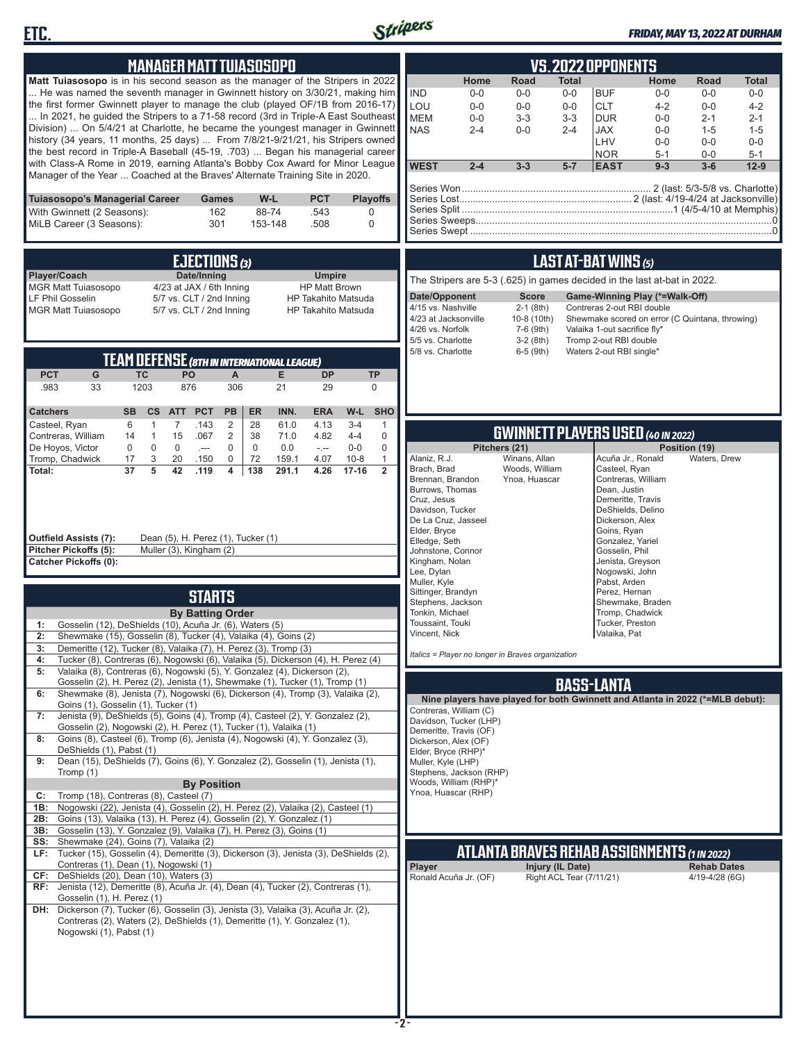## MANAGER MATT TUIASOSOPO

**Matt Tuiasosopo** is in his second season as the manager of the Stripers in 2022 ... He was named the seventh manager in Gwinnett history on 3/30/21, making him the first former Gwinnett player to manage the club (played OF/1B from 2016-17) ... In 2021, he guided the Stripers to a 71-58 record (3rd in Triple-A East Southeast Division) ... On 5/4/21 at Charlotte, he became the youngest manager in Gwinnett history (34 years, 11 months, 25 days) ... From 7/8/21-9/21/21, his Stripers owned the best record in Triple-A Baseball (45-19, .703) ... Began his managerial career with Class-A Rome in 2019, earning Atlanta's Bobby Cox Award for Minor League Manager of the Year ... Coached at the Braves' Alternate Training Site in 2020.

| Tuiasosopo's Managerial Career | Games | W-L | PCT | Playoffs |
|---|---|---|---|---|
| With Gwinnett (2 Seasons): | 162 | 88-74 | .543 | 0 |
| MiLB Career (3 Seasons): | 301 | 153-148 | .508 | 0 |

## EJECTIONS (3)

| Player/Coach | Date/Inning | Umpire |
|---|---|---|
| MGR Matt Tuiasosopo | 4/23 at JAX / 6th Inning | HP Matt Brown |
| LF Phil Gosselin | 5/7 vs. CLT / 2nd Inning | HP Takahito Matsuda |
| MGR Matt Tuiasosopo | 5/7 vs. CLT / 2nd Inning | HP Takahito Matsuda |

## TEAM DEFENSE (8TH IN INTERNATIONAL LEAGUE)

| PCT | G | TC | PO | A | E | DP | TP |
|---|---|---|---|---|---|---|---|
| .983 | 33 | 1203 | 876 | 306 | 21 | 29 | 0 |

| Catchers | SB | CS | ATT | PCT | PB | ER | INN. | ERA | W-L | SHO |
|---|---|---|---|---|---|---|---|---|---|---|
| Casteel, Ryan | 6 | 1 | 7 | .143 | 2 | 28 | 61.0 | 4.13 | 3-4 | 1 |
| Contreras, William | 14 | 1 | 15 | .067 | 2 | 38 | 71.0 | 4.82 | 4-4 | 0 |
| De Hoyos, Victor | 0 | 0 | 0 | .--- | 0 | 0 | 0.0 | -.-- | 0-0 | 0 |
| Tromp, Chadwick | 17 | 3 | 20 | .150 | 0 | 72 | 159.1 | 4.07 | 10-8 | 1 |
| **Total:** | **37** | **5** | **42** | **.119** | **4** | **138** | **291.1** | **4.26** | **17-16** | **2** |

**Outfield Assists (7):** Dean (5), H. Perez (1), Tucker (1)
**Pitcher Pickoffs (5):** Muller (3), Kingham (2)
**Catcher Pickoffs (0):**

## STARTS

**By Batting Order**

1: Gosselin (12), DeShields (10), Acuña Jr. (6), Waters (5)
2: Shewmake (15), Gosselin (8), Tucker (4), Valaika (4), Goins (2)
3: Demeritte (12), Tucker (8), Valaika (7), H. Perez (3), Tromp (3)
4: Tucker (8), Contreras (6), Nogowski (6), Valaika (5), Dickerson (4), H. Perez (4)
5: Valaika (8), Contreras (6), Nogowski (5), Y. Gonzalez (4), Dickerson (2), Gosselin (2), H. Perez (2), Jenista (1), Shewmake (1), Tucker (1), Tromp (1)
6: Shewmake (8), Jenista (7), Nogowski (6), Dickerson (4), Tromp (3), Valaika (2), Goins (1), Gosselin (1), Tucker (1)
7: Jenista (9), DeShields (5), Goins (4), Tromp (4), Casteel (2), Y. Gonzalez (2), Gosselin (2), Nogowski (2), H. Perez (1), Tucker (1), Valaika (1)
8: Goins (8), Casteel (6), Tromp (6), Jenista (4), Nogowski (4), Y. Gonzalez (3), DeShields (1), Pabst (1)
9: Dean (15), DeShields (7), Goins (6), Y. Gonzalez (2), Gosselin (1), Jenista (1), Tromp (1)

**By Position**

C: Tromp (18), Contreras (8), Casteel (7)
1B: Nogowski (22), Jenista (4), Gosselin (2), H. Perez (2), Valaika (2), Casteel (1)
2B: Goins (13), Valaika (13), H. Perez (4), Gosselin (2), Y. Gonzalez (1)
3B: Gosselin (13), Y. Gonzalez (9), Valaika (7), H. Perez (3), Goins (1)
SS: Shewmake (24), Goins (7), Valaika (2)
LF: Tucker (15), Gosselin (4), Demeritte (3), Dickerson (3), Jenista (3), DeShields (2), Contreras (1), Dean (1), Nogowski (1)
CF: DeShields (20), Dean (10), Waters (3)
RF: Jenista (12), Demeritte (8), Acuña Jr. (4), Dean (4), Tucker (2), Contreras (1), Gosselin (1), H. Perez (1)
DH: Dickerson (7), Tucker (6), Gosselin (3), Jenista (3), Valaika (3), Acuña Jr. (2), Contreras (2), Waters (2), DeShields (1), Demeritte (1), Y. Gonzalez (1), Nogowski (1), Pabst (1)

## VS. 2022 OPPONENTS

| | Home | Road | Total | | Home | Road | Total |
|---|---|---|---|---|---|---|---|
| IND | 0-0 | 0-0 | 0-0 | BUF | 0-0 | 0-0 | 0-0 |
| LOU | 0-0 | 0-0 | 0-0 | CLT | 4-2 | 0-0 | 4-2 |
| MEM | 0-0 | 3-3 | 3-3 | DUR | 0-0 | 2-1 | 2-1 |
| NAS | 2-4 | 0-0 | 2-4 | JAX | 0-0 | 1-5 | 1-5 |
| | | | | LHV | 0-0 | 0-0 | 0-0 |
| | | | | NOR | 5-1 | 0-0 | 5-1 |
| **WEST** | **2-4** | **3-3** | **5-7** | **EAST** | **9-3** | **3-6** | **12-9** |

Series Won: 2 (last: 5/3-5/8 vs. Charlotte)
Series Lost: 2 (last: 4/19-4/24 at Jacksonville)
Series Split: 1 (4/5-4/10 at Memphis)
Series Sweeps: 0
Series Swept: 0

## LAST AT-BAT WINS (5)

The Stripers are 5-3 (.625) in games decided in the last at-bat in 2022.

| Date/Opponent | Score | Game-Winning Play (*=Walk-Off) |
|---|---|---|
| 4/15 vs. Nashville | 2-1 (8th) | Contreras 2-out RBI double |
| 4/23 at Jacksonville | 10-8 (10th) | Shewmake scored on error (C Quintana, throwing) |
| 4/26 vs. Norfolk | 7-6 (9th) | Valaika 1-out sacrifice fly* |
| 5/5 vs. Charlotte | 3-2 (8th) | Tromp 2-out RBI double |
| 5/8 vs. Charlotte | 6-5 (9th) | Waters 2-out RBI single* |

## GWINNETT PLAYERS USED (40 IN 2022)

**Pitchers (21)**
Alaniz, R.J.
Brach, Brad
Brennan, Brandon
Burrows, Thomas
Cruz, Jesus
Davidson, Tucker
De La Cruz, Jasseel
Elder, Bryce
Elledge, Seth
Johnstone, Connor
Kingham, Nolan
Lee, Dylan
Muller, Kyle
Sittinger, Brandyn
Stephens, Jackson
Tonkin, Michael
Toussaint, Touki
Vincent, Nick
Winans, Allan
Woods, William
Ynoa, Huascar

**Position (19)**
Acuña Jr., Ronald
Casteel, Ryan
Contreras, William
Dean, Justin
Demeritte, Travis
DeShields, Delino
Dickerson, Alex
Goins, Ryan
Gonzalez, Yariel
Gosselin, Phil
Jenista, Greyson
Nogowski, John
Pabst, Arden
Perez, Hernan
Shewmake, Braden
Tromp, Chadwick
Tucker, Preston
Valaika, Pat
Waters, Drew

*Italics = Player no longer in Braves organization*

## BASS-LANTA

**Nine players have played for both Gwinnett and Atlanta in 2022 (*=MLB debut):**

Contreras, William (C)
Davidson, Tucker (LHP)
Demeritte, Travis (OF)
Dickerson, Alex (OF)
Elder, Bryce (RHP)*
Muller, Kyle (LHP)
Stephens, Jackson (RHP)
Woods, William (RHP)*
Ynoa, Huascar (RHP)

## ATLANTA BRAVES REHAB ASSIGNMENTS (1 IN 2022)

| Player | Injury (IL Date) | Rehab Dates |
|---|---|---|
| Ronald Acuña Jr. (OF) | Right ACL Tear (7/11/21) | 4/19-4/28 (6G) |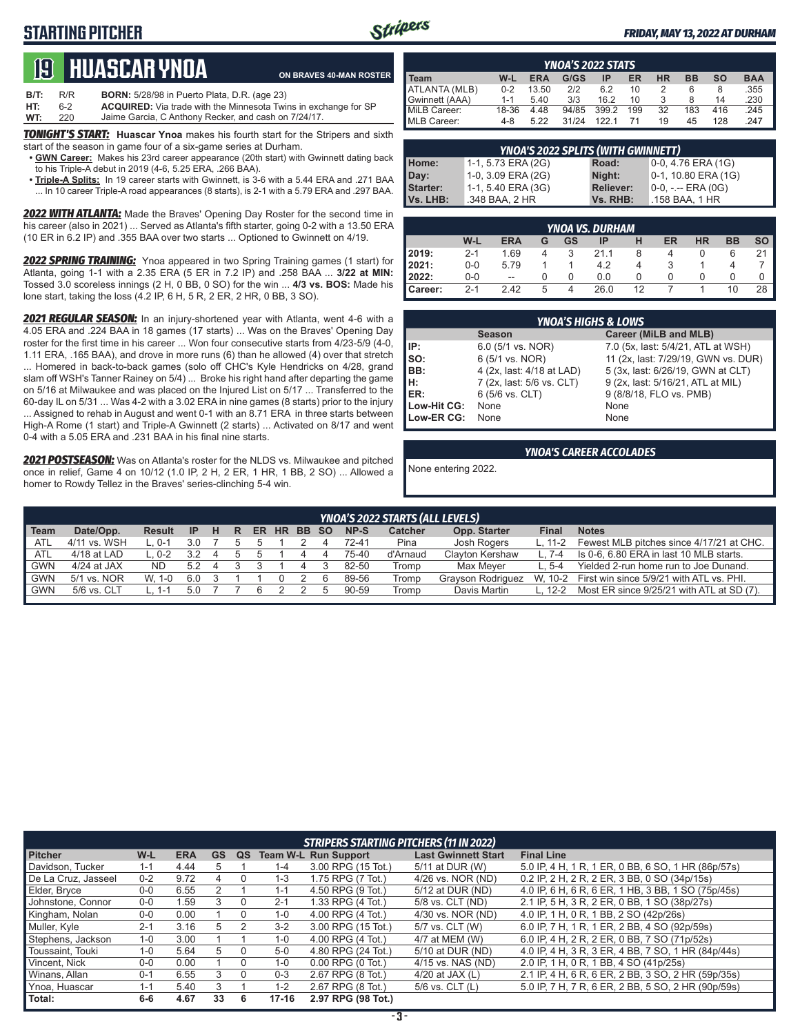## STARTING PITCHER

*FRIDAY, MAY 13, 2022 AT DURHAM*

# 19 HUASCAR YNOA

**ON BRAVES 40-MAN ROSTER**

**B/T:** R/R **BORN:** 5/28/98 in Puerto Plata, D.R. (age 23)
**HT:** 6-2 **ACQUIRED:** Via trade with the Minnesota Twins in exchange for SP
**WT:** 220 Jaime Garcia, C Anthony Recker, and cash on 7/24/17.

***TONIGHT'S START:*** **Huascar Ynoa** makes his fourth start for the Stripers and sixth start of the season in game four of a six-game series at Durham.

- **GWN Career:** Makes his 23rd career appearance (20th start) with Gwinnett dating back to his Triple-A debut in 2019 (4-6, 5.25 ERA, .266 BAA).
- **Triple-A Splits:** In 19 career starts with Gwinnett, is 3-6 with a 5.44 ERA and .271 BAA ... In 10 career Triple-A road appearances (8 starts), is 2-1 with a 5.79 ERA and .297 BAA.

***2022 WITH ATLANTA:*** Made the Braves' Opening Day Roster for the second time in his career (also in 2021) ... Served as Atlanta's fifth starter, going 0-2 with a 13.50 ERA (10 ER in 6.2 IP) and .355 BAA over two starts ... Optioned to Gwinnett on 4/19.

***2022 SPRING TRAINING:*** Ynoa appeared in two Spring Training games (1 start) for Atlanta, going 1-1 with a 2.35 ERA (5 ER in 7.2 IP) and .258 BAA ... **3/22 at MIN:** Tossed 3.0 scoreless innings (2 H, 0 BB, 0 SO) for the win ... **4/3 vs. BOS:** Made his lone start, taking the loss (4.2 IP, 6 H, 5 R, 2 ER, 2 HR, 0 BB, 3 SO).

***2021 REGULAR SEASON:*** In an injury-shortened year with Atlanta, went 4-6 with a 4.05 ERA and .224 BAA in 18 games (17 starts) ... Was on the Braves' Opening Day roster for the first time in his career ... Won four consecutive starts from 4/23-5/9 (4-0, 1.11 ERA, .165 BAA), and drove in more runs (6) than he allowed (4) over that stretch ... Homered in back-to-back games (solo off CHC's Kyle Hendricks on 4/28, grand slam off WSH's Tanner Rainey on 5/4) ... Broke his right hand after departing the game on 5/16 at Milwaukee and was placed on the Injured List on 5/17 ... Transferred to the 60-day IL on 5/31 ... Was 4-2 with a 3.02 ERA in nine games (8 starts) prior to the injury ... Assigned to rehab in August and went 0-1 with an 8.71 ERA in three starts between High-A Rome (1 start) and Triple-A Gwinnett (2 starts) ... Activated on 8/17 and went 0-4 with a 5.05 ERA and .231 BAA in his final nine starts.

***2021 POSTSEASON:*** Was on Atlanta's roster for the NLDS vs. Milwaukee and pitched once in relief, Game 4 on 10/12 (1.0 IP, 2 H, 2 ER, 1 HR, 1 BB, 2 SO) ... Allowed a homer to Rowdy Tellez in the Braves' series-clinching 5-4 win.

### YNOA'S 2022 STATS

| Team | W-L | ERA | G/GS | IP | ER | HR | BB | SO | BAA |
|---|---|---|---|---|---|---|---|---|---|
| ATLANTA (MLB) | 0-2 | 13.50 | 2/2 | 6.2 | 10 | 2 | 6 | 8 | .355 |
| Gwinnett (AAA) | 1-1 | 5.40 | 3/3 | 16.2 | 10 | 3 | 8 | 14 | .230 |
| MiLB Career: | 18-36 | 4.48 | 94/85 | 399.2 | 199 | 32 | 183 | 416 | .245 |
| MLB Career: | 4-8 | 5.22 | 31/24 | 122.1 | 71 | 19 | 45 | 128 | .247 |

### YNOA'S 2022 SPLITS (WITH GWINNETT)

| | | | |
|---|---|---|---|
| Home: | 1-1, 5.73 ERA (2G) | Road: | 0-0, 4.76 ERA (1G) |
| Day: | 1-0, 3.09 ERA (2G) | Night: | 0-1, 10.80 ERA (1G) |
| Starter: | 1-1, 5.40 ERA (3G) | Reliever: | 0-0, -.-- ERA (0G) |
| Vs. LHB: | .348 BAA, 2 HR | Vs. RHB: | .158 BAA, 1 HR |

### YNOA VS. DURHAM

| | W-L | ERA | G | GS | IP | H | ER | HR | BB | SO |
|---|---|---|---|---|---|---|---|---|---|---|
| 2019: | 2-1 | 1.69 | 4 | 3 | 21.1 | 8 | 4 | 0 | 6 | 21 |
| 2021: | 0-0 | 5.79 | 1 | 1 | 4.2 | 4 | 3 | 1 | 4 | 7 |
| 2022: | 0-0 | -- | 0 | 0 | 0.0 | 0 | 0 | 0 | 0 | 0 |
| Career: | 2-1 | 2.42 | 5 | 4 | 26.0 | 12 | 7 | 1 | 10 | 28 |

### YNOA'S HIGHS & LOWS

| | Season | Career (MiLB and MLB) |
|---|---|---|
| IP: | 6.0 (5/1 vs. NOR) | 7.0 (5x, last: 5/4/21, ATL at WSH) |
| SO: | 6 (5/1 vs. NOR) | 11 (2x, last: 7/29/19, GWN vs. DUR) |
| BB: | 4 (2x, last: 4/18 at LAD) | 5 (3x, last: 6/26/19, GWN at CLT) |
| H: | 7 (2x, last: 5/6 vs. CLT) | 9 (2x, last: 5/16/21, ATL at MIL) |
| ER: | 6 (5/6 vs. CLT) | 9 (8/8/18, FLO vs. PMB) |
| Low-Hit CG: | None | None |
| Low-ER CG: | None | None |

### YNOA'S CAREER ACCOLADES

None entering 2022.

### YNOA'S 2022 STARTS (ALL LEVELS)

| Team | Date/Opp. | Result | IP | H | R | ER | HR | BB | SO | NP-S | Catcher | Opp. Starter | Final | Notes |
|---|---|---|---|---|---|---|---|---|---|---|---|---|---|---|
| ATL | 4/11 vs. WSH | L, 0-1 | 3.0 | 7 | 5 | 5 | 1 | 2 | 4 | 72-41 | Pina | Josh Rogers | L, 11-2 | Fewest MLB pitches since 4/17/21 at CHC. |
| ATL | 4/18 at LAD | L, 0-2 | 3.2 | 4 | 5 | 5 | 1 | 4 | 4 | 75-40 | d'Arnaud | Clayton Kershaw | L, 7-4 | Is 0-6, 6.80 ERA in last 10 MLB starts. |
| GWN | 4/24 at JAX | ND | 5.2 | 4 | 3 | 3 | 1 | 4 | 3 | 82-50 | Tromp | Max Meyer | L, 5-4 | Yielded 2-run home run to Joe Dunand. |
| GWN | 5/1 vs. NOR | W, 1-0 | 6.0 | 3 | 1 | 1 | 0 | 2 | 6 | 89-56 | Tromp | Grayson Rodriguez | W, 10-2 | First win since 5/9/21 with ATL vs. PHI. |
| GWN | 5/6 vs. CLT | L, 1-1 | 5.0 | 7 | 7 | 6 | 2 | 2 | 5 | 90-59 | Tromp | Davis Martin | L, 12-2 | Most ER since 9/25/21 with ATL at SD (7). |

### STRIPERS STARTING PITCHERS (11 IN 2022)

| Pitcher | W-L | ERA | GS | QS | Team W-L | Run Support | Last Gwinnett Start | Final Line |
|---|---|---|---|---|---|---|---|---|
| Davidson, Tucker | 1-1 | 4.44 | 5 | 1 | 1-4 | 3.00 RPG (15 Tot.) | 5/11 at DUR (W) | 5.0 IP, 4 H, 1 R, 1 ER, 0 BB, 6 SO, 1 HR (86p/57s) |
| De La Cruz, Jasseel | 0-2 | 9.72 | 4 | 0 | 1-3 | 1.75 RPG (7 Tot.) | 4/26 vs. NOR (ND) | 0.2 IP, 2 H, 2 R, 2 ER, 3 BB, 0 SO (34p/15s) |
| Elder, Bryce | 0-0 | 6.55 | 2 | 1 | 1-1 | 4.50 RPG (9 Tot.) | 5/12 at DUR (ND) | 4.0 IP, 6 H, 6 R, 6 ER, 1 HB, 3 BB, 1 SO (75p/45s) |
| Johnstone, Connor | 0-0 | 1.59 | 3 | 0 | 2-1 | 1.33 RPG (4 Tot.) | 5/8 vs. CLT (ND) | 2.1 IP, 5 H, 3 R, 2 ER, 0 BB, 1 SO (38p/27s) |
| Kingham, Nolan | 0-0 | 0.00 | 1 | 0 | 1-0 | 4.00 RPG (4 Tot.) | 4/30 vs. NOR (ND) | 4.0 IP, 1 H, 0 R, 1 BB, 2 SO (42p/26s) |
| Muller, Kyle | 2-1 | 3.16 | 5 | 2 | 3-2 | 3.00 RPG (15 Tot.) | 5/7 vs. CLT (W) | 6.0 IP, 7 H, 1 R, 1 ER, 2 BB, 4 SO (92p/59s) |
| Stephens, Jackson | 1-0 | 3.00 | 1 | 1 | 1-0 | 4.00 RPG (4 Tot.) | 4/7 at MEM (W) | 6.0 IP, 4 H, 2 R, 2 ER, 0 BB, 7 SO (71p/52s) |
| Toussaint, Touki | 1-0 | 5.64 | 5 | 0 | 5-0 | 4.80 RPG (24 Tot.) | 5/10 at DUR (ND) | 4.0 IP, 4 H, 3 R, 3 ER, 4 BB, 7 SO, 1 HR (84p/44s) |
| Vincent, Nick | 0-0 | 0.00 | 1 | 0 | 1-0 | 0.00 RPG (0 Tot.) | 4/15 vs. NAS (ND) | 2.0 IP, 1 H, 0 R, 1 BB, 4 SO (41p/25s) |
| Winans, Allan | 0-1 | 6.55 | 3 | 0 | 0-3 | 2.67 RPG (8 Tot.) | 4/20 at JAX (L) | 2.1 IP, 4 H, 6 R, 6 ER, 2 BB, 3 SO, 2 HR (59p/35s) |
| Ynoa, Huascar | 1-1 | 5.40 | 3 | 1 | 1-2 | 2.67 RPG (8 Tot.) | 5/6 vs. CLT (L) | 5.0 IP, 7 H, 7 R, 6 ER, 2 BB, 5 SO, 2 HR (90p/59s) |
| Total: | 6-6 | 4.67 | 33 | 6 | 17-16 | 2.97 RPG (98 Tot.) | | |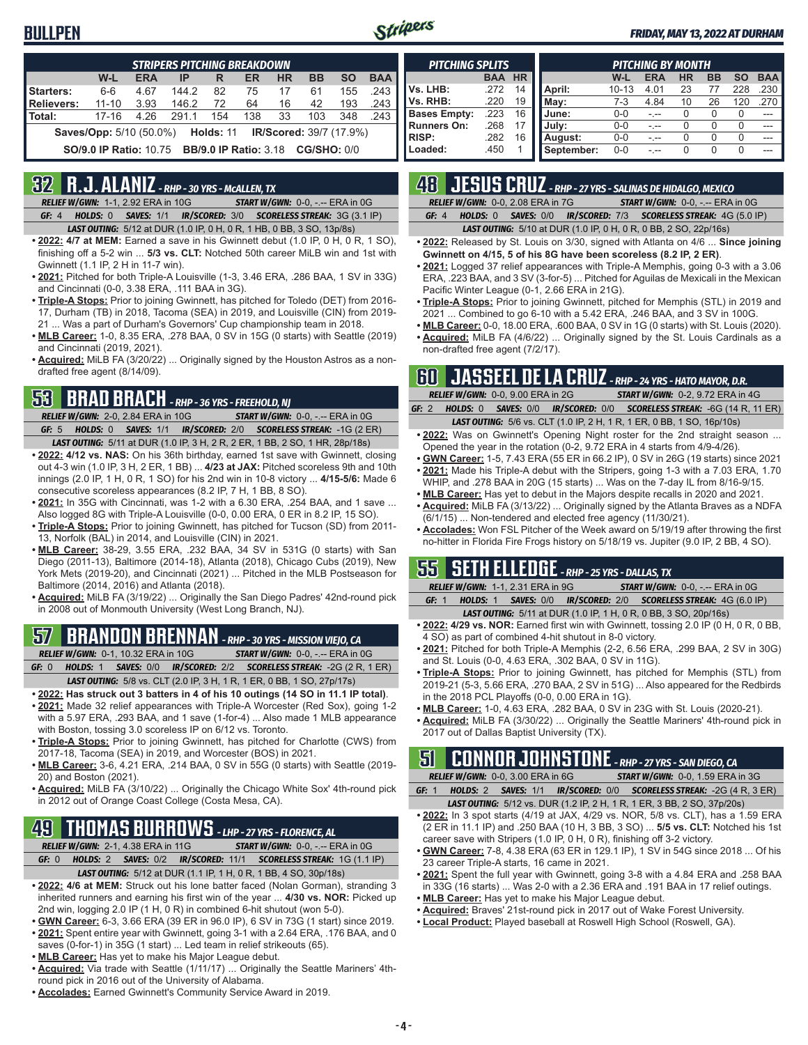# BULLPEN

*FRIDAY, MAY 13, 2022 AT DURHAM*

| STRIPERS PITCHING BREAKDOWN | W-L | ERA | IP | R | ER | HR | BB | SO | BAA |
|---|---|---|---|---|---|---|---|---|---|
| Starters: | 6-6 | 4.67 | 144.2 | 82 | 75 | 17 | 61 | 155 | .243 |
| Relievers: | 11-10 | 3.93 | 146.2 | 72 | 64 | 16 | 42 | 193 | .243 |
| Total: | 17-16 | 4.26 | 291.1 | 154 | 138 | 33 | 103 | 348 | .243 |

**Saves/Opp:** 5/10 (50.0%) **Holds:** 11 **IR/Scored:** 39/7 (17.9%)

**SO/9.0 IP Ratio:** 10.75 **BB/9.0 IP Ratio:** 3.18 **CG/SHO:** 0/0

| PITCHING SPLITS | BAA | HR |
|---|---|---|
| Vs. LHB: | .272 | 14 |
| Vs. RHB: | .220 | 19 |
| Bases Empty: | .223 | 16 |
| Runners On: | .268 | 17 |
| RISP: | .282 | 16 |
| Loaded: | .450 | 1 |

| PITCHING BY MONTH | W-L | ERA | HR | BB | SO | BAA |
|---|---|---|---|---|---|---|
| April: | 10-13 | 4.01 | 23 | 77 | 228 | .230 |
| May: | 7-3 | 4.84 | 10 | 26 | 120 | .270 |
| June: | 0-0 | -.-- | 0 | 0 | 0 | --- |
| July: | 0-0 | -.-- | 0 | 0 | 0 | --- |
| August: | 0-0 | -.-- | 0 | 0 | 0 | --- |
| September: | 0-0 | -.-- | 0 | 0 | 0 | --- |

## 32 R.J. ALANIZ - RHP - 30 YRS - McALLEN, TX

*RELIEF W/GWN:* 1-1, 2.92 ERA in 10G *START W/GWN:* 0-0, -.-- ERA in 0G

*GF:* 4 *HOLDS:* 0 *SAVES:* 1/1 *IR/SCORED:* 3/0 *SCORELESS STREAK:* 3G (3.1 IP)

*LAST OUTING:* 5/12 at DUR (1.0 IP, 0 H, 0 R, 1 HB, 0 BB, 3 SO, 13p/8s)

- **2022: 4/7 at MEM:** Earned a save in his Gwinnett debut (1.0 IP, 0 H, 0 R, 1 SO), finishing off a 5-2 win ... **5/3 vs. CLT:** Notched 50th career MiLB win and 1st with Gwinnett (1.1 IP, 2 H in 11-7 win).
- **2021:** Pitched for both Triple-A Louisville (1-3, 3.46 ERA, .286 BAA, 1 SV in 33G) and Cincinnati (0-0, 3.38 ERA, .111 BAA in 3G).
- **Triple-A Stops:** Prior to joining Gwinnett, has pitched for Toledo (DET) from 2016-17, Durham (TB) in 2018, Tacoma (SEA) in 2019, and Louisville (CIN) from 2019-21 ... Was a part of Durham's Governors' Cup championship team in 2018.
- **MLB Career:** 1-0, 8.35 ERA, .278 BAA, 0 SV in 15G (0 starts) with Seattle (2019) and Cincinnati (2019, 2021).
- **Acquired:** MiLB FA (3/20/22) ... Originally signed by the Houston Astros as a non-drafted free agent (8/14/09).

## 53 BRAD BRACH - RHP - 36 YRS - FREEHOLD, NJ

*RELIEF W/GWN:* 2-0, 2.84 ERA in 10G *START W/GWN:* 0-0, -.-- ERA in 0G

*GF:* 5 *HOLDS:* 0 *SAVES:* 1/1 *IR/SCORED:* 2/0 *SCORELESS STREAK:* -1G (2 ER)

*LAST OUTING:* 5/11 at DUR (1.0 IP, 3 H, 2 R, 2 ER, 1 BB, 2 SO, 1 HR, 28p/18s)

- **2022: 4/12 vs. NAS:** On his 36th birthday, earned 1st save with Gwinnett, closing out 4-3 win (1.0 IP, 3 H, 2 ER, 1 BB) ... **4/23 at JAX:** Pitched scoreless 9th and 10th innings (2.0 IP, 1 H, 0 R, 1 SO) for his 2nd win in 10-8 victory ... **4/15-5/6:** Made 6 consecutive scoreless appearances (8.2 IP, 7 H, 1 BB, 8 SO).
- **2021:** In 35G with Cincinnati, was 1-2 with a 6.30 ERA, .254 BAA, and 1 save ... Also logged 8G with Triple-A Louisville (0-0, 0.00 ERA, 0 ER in 8.2 IP, 15 SO).
- **Triple-A Stops:** Prior to joining Gwinnett, has pitched for Tucson (SD) from 2011-13, Norfolk (BAL) in 2014, and Louisville (CIN) in 2021.
- **MLB Career:** 38-29, 3.55 ERA, .232 BAA, 34 SV in 531G (0 starts) with San Diego (2011-13), Baltimore (2014-18), Atlanta (2018), Chicago Cubs (2019), New York Mets (2019-20), and Cincinnati (2021) ... Pitched in the MLB Postseason for Baltimore (2014, 2016) and Atlanta (2018).
- **Acquired:** MiLB FA (3/19/22) ... Originally the San Diego Padres' 42nd-round pick in 2008 out of Monmouth University (West Long Branch, NJ).

## 57 BRANDON BRENNAN - RHP - 30 YRS - MISSION VIEJO, CA

*RELIEF W/GWN:* 0-1, 10.32 ERA in 10G *START W/GWN:* 0-0, -.-- ERA in 0G

*GF:* 0 *HOLDS:* 1 *SAVES:* 0/0 *IR/SCORED:* 2/2 *SCORELESS STREAK:* -2G (2 R, 1 ER)

*LAST OUTING:* 5/8 vs. CLT (2.0 IP, 3 H, 1 R, 1 ER, 0 BB, 1 SO, 27p/17s)

- **2022: Has struck out 3 batters in 4 of his 10 outings (14 SO in 11.1 IP total)**.
- **2021:** Made 32 relief appearances with Triple-A Worcester (Red Sox), going 1-2 with a 5.97 ERA, .293 BAA, and 1 save (1-for-4) ... Also made 1 MLB appearance with Boston, tossing 3.0 scoreless IP on 6/12 vs. Toronto.
- **Triple-A Stops:** Prior to joining Gwinnett, has pitched for Charlotte (CWS) from 2017-18, Tacoma (SEA) in 2019, and Worcester (BOS) in 2021.
- **MLB Career:** 3-6, 4.21 ERA, .214 BAA, 0 SV in 55G (0 starts) with Seattle (2019-20) and Boston (2021).
- **Acquired:** MiLB FA (3/10/22) ... Originally the Chicago White Sox' 4th-round pick in 2012 out of Orange Coast College (Costa Mesa, CA).

## 49 THOMAS BURROWS - LHP - 27 YRS - FLORENCE, AL

*RELIEF W/GWN:* 2-1, 4.38 ERA in 11G *START W/GWN:* 0-0, -.-- ERA in 0G

*GF:* 0 *HOLDS:* 2 *SAVES:* 0/2 *IR/SCORED:* 11/1 *SCORELESS STREAK:* 1G (1.1 IP)

*LAST OUTING:* 5/12 at DUR (1.1 IP, 1 H, 0 R, 1 BB, 4 SO, 30p/18s)

- **2022: 4/6 at MEM:** Struck out his lone batter faced (Nolan Gorman), stranding 3 inherited runners and earning his first win of the year ... **4/30 vs. NOR:** Picked up 2nd win, logging 2.0 IP (1 H, 0 R) in combined 6-hit shutout (won 5-0).
- **GWN Career:** 6-3, 3.66 ERA (39 ER in 96.0 IP), 6 SV in 73G (1 start) since 2019.
- **2021:** Spent entire year with Gwinnett, going 3-1 with a 2.64 ERA, .176 BAA, and 0 saves (0-for-1) in 35G (1 start) ... Led team in relief strikeouts (65).
- **MLB Career:** Has yet to make his Major League debut.
- **Acquired:** Via trade with Seattle (1/11/17) ... Originally the Seattle Mariners' 4th-round pick in 2016 out of the University of Alabama.
- **Accolades:** Earned Gwinnett's Community Service Award in 2019.

## 48 JESUS CRUZ - RHP - 27 YRS - SALINAS DE HIDALGO, MEXICO

*RELIEF W/GWN:* 0-0, 2.08 ERA in 7G *START W/GWN:* 0-0, -.-- ERA in 0G

*GF:* 4 *HOLDS:* 0 *SAVES:* 0/0 *IR/SCORED:* 7/3 *SCORELESS STREAK:* 4G (5.0 IP)

*LAST OUTING:* 5/10 at DUR (1.0 IP, 0 H, 0 R, 0 BB, 2 SO, 22p/16s)

- **2022:** Released by St. Louis on 3/30, signed with Atlanta on 4/6 ... **Since joining Gwinnett on 4/15, 5 of his 8G have been scoreless (8.2 IP, 2 ER)**.
- **2021:** Logged 37 relief appearances with Triple-A Memphis, going 0-3 with a 3.06 ERA, .223 BAA, and 3 SV (3-for-5) ... Pitched for Aguilas de Mexicali in the Mexican Pacific Winter League (0-1, 2.66 ERA in 21G).
- **Triple-A Stops:** Prior to joining Gwinnett, pitched for Memphis (STL) in 2019 and 2021 ... Combined to go 6-10 with a 5.42 ERA, .246 BAA, and 3 SV in 100G.
- **MLB Career:** 0-0, 18.00 ERA, .600 BAA, 0 SV in 1G (0 starts) with St. Louis (2020).
- **Acquired:** MiLB FA (4/6/22) ... Originally signed by the St. Louis Cardinals as a non-drafted free agent (7/2/17).

## 60 JASSEEL DE LA CRUZ - RHP - 24 YRS - HATO MAYOR, D.R.

*RELIEF W/GWN:* 0-0, 9.00 ERA in 2G *START W/GWN:* 0-2, 9.72 ERA in 4G

*GF:* 2 *HOLDS:* 0 *SAVES:* 0/0 *IR/SCORED:* 0/0 *SCORELESS STREAK:* -6G (14 R, 11 ER)

*LAST OUTING:* 5/6 vs. CLT (1.0 IP, 2 H, 1 R, 1 ER, 0 BB, 1 SO, 16p/10s)

- **2022:** Was on Gwinnett's Opening Night roster for the 2nd straight season ... Opened the year in the rotation (0-2, 9.72 ERA in 4 starts from 4/9-4/26).
- **GWN Career:** 1-5, 7.43 ERA (55 ER in 66.2 IP), 0 SV in 26G (19 starts) since 2021
- **2021:** Made his Triple-A debut with the Stripers, going 1-3 with a 7.03 ERA, 1.70 WHIP, and .278 BAA in 20G (15 starts) ... Was on the 7-day IL from 8/16-9/15.
- **MLB Career:** Has yet to debut in the Majors despite recalls in 2020 and 2021.
- **Acquired:** MiLB FA (3/13/22) ... Originally signed by the Atlanta Braves as a NDFA (6/1/15) ... Non-tendered and elected free agency (11/30/21).
- **Accolades:** Won FSL Pitcher of the Week award on 5/19/19 after throwing the first no-hitter in Florida Fire Frogs history on 5/18/19 vs. Jupiter (9.0 IP, 2 BB, 4 SO).

## 55 SETH ELLEDGE - RHP - 25 YRS - DALLAS, TX

*RELIEF W/GWN:* 1-1, 2.31 ERA in 9G *START W/GWN:* 0-0, -.-- ERA in 0G

*GF:* 1 *HOLDS:* 1 *SAVES:* 0/0 *IR/SCORED:* 2/0 *SCORELESS STREAK:* 4G (6.0 IP)

*LAST OUTING:* 5/11 at DUR (1.0 IP, 1 H, 0 R, 0 BB, 3 SO, 20p/16s)

- **2022: 4/29 vs. NOR:** Earned first win with Gwinnett, tossing 2.0 IP (0 H, 0 R, 0 BB, 4 SO) as part of combined 4-hit shutout in 8-0 victory.
- **2021:** Pitched for both Triple-A Memphis (2-2, 6.56 ERA, .299 BAA, 2 SV in 30G) and St. Louis (0-0, 4.63 ERA, .302 BAA, 0 SV in 11G).
- **Triple-A Stops:** Prior to joining Gwinnett, has pitched for Memphis (STL) from 2019-21 (5-3, 5.66 ERA, .270 BAA, 2 SV in 51G) ... Also appeared for the Redbirds in the 2018 PCL Playoffs (0-0, 0.00 ERA in 1G).
- **MLB Career:** 1-0, 4.63 ERA, .282 BAA, 0 SV in 23G with St. Louis (2020-21).
- **Acquired:** MiLB FA (3/30/22) ... Originally the Seattle Mariners' 4th-round pick in 2017 out of Dallas Baptist University (TX).

## 51 CONNOR JOHNSTONE - RHP - 27 YRS - SAN DIEGO, CA

*RELIEF W/GWN:* 0-0, 3.00 ERA in 6G *START W/GWN:* 0-0, 1.59 ERA in 3G

*GF:* 1 *HOLDS:* 2 *SAVES:* 1/1 *IR/SCORED:* 0/0 *SCORELESS STREAK:* -2G (4 R, 3 ER)

*LAST OUTING:* 5/12 vs. DUR (1.2 IP, 2 H, 1 R, 1 ER, 3 BB, 2 SO, 37p/20s)

- **2022:** In 3 spot starts (4/19 at JAX, 4/29 vs. NOR, 5/8 vs. CLT), has a 1.59 ERA (2 ER in 11.1 IP) and .250 BAA (10 H, 3 BB, 3 SO) ... **5/5 vs. CLT:** Notched his 1st career save with Stripers (1.0 IP, 0 H, 0 R), finishing off 3-2 victory.
- **GWN Career:** 7-8, 4.38 ERA (63 ER in 129.1 IP), 1 SV in 54G since 2018 ... Of his 23 career Triple-A starts, 16 came in 2021.
- **2021:** Spent the full year with Gwinnett, going 3-8 with a 4.84 ERA and .258 BAA in 33G (16 starts) ... Was 2-0 with a 2.36 ERA and .191 BAA in 17 relief outings.
- **MLB Career:** Has yet to make his Major League debut.
- **Acquired:** Braves' 21st-round pick in 2017 out of Wake Forest University.
- **Local Product:** Played baseball at Roswell High School (Roswell, GA).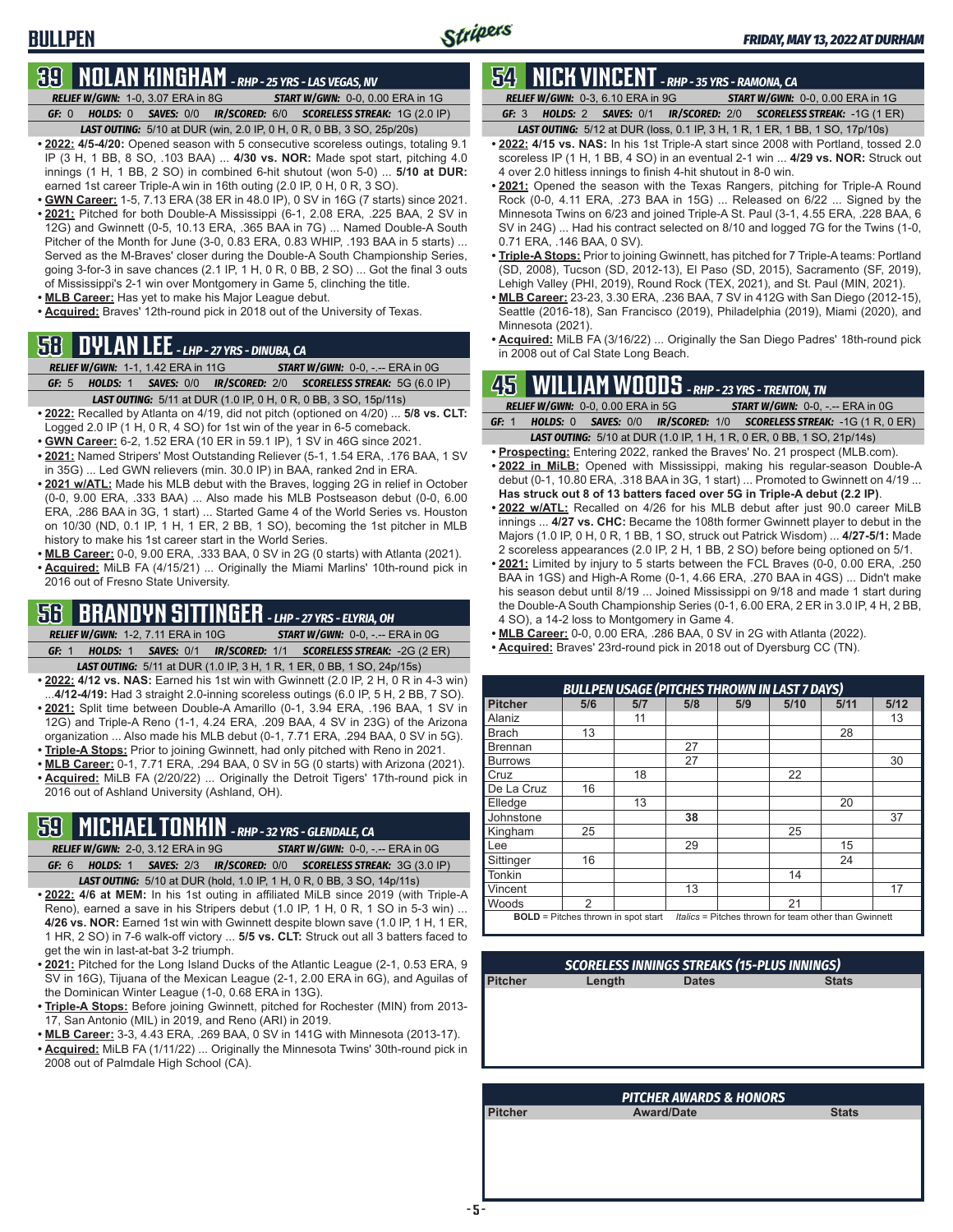## 39 NOLAN KINGHAM - RHP - 25 YRS - LAS VEGAS, NV

*RELIEF W/GWN:* 1-0, 3.07 ERA in 8G *START W/GWN:* 0-0, 0.00 ERA in 1G

*GF:* 0 *HOLDS:* 0 *SAVES:* 0/0 *IR/SCORED:* 6/0 *SCORELESS STREAK:* 1G (2.0 IP)

*LAST OUTING:* 5/10 at DUR (win, 2.0 IP, 0 H, 0 R, 0 BB, 3 SO, 25p/20s)

- **2022: 4/5-4/20:** Opened season with 5 consecutive scoreless outings, totaling 9.1 IP (3 H, 1 BB, 8 SO, .103 BAA) ... **4/30 vs. NOR:** Made spot start, pitching 4.0 innings (1 H, 1 BB, 2 SO) in combined 6-hit shutout (won 5-0) ... **5/10 at DUR:** earned 1st career Triple-A win in 16th outing (2.0 IP, 0 H, 0 R, 3 SO).
- **GWN Career:** 1-5, 7.13 ERA (38 ER in 48.0 IP), 0 SV in 16G (7 starts) since 2021.
- **2021:** Pitched for both Double-A Mississippi (6-1, 2.08 ERA, .225 BAA, 2 SV in 12G) and Gwinnett (0-5, 10.13 ERA, .365 BAA in 7G) ... Named Double-A South Pitcher of the Month for June (3-0, 0.83 ERA, 0.83 WHIP, .193 BAA in 5 starts) ... Served as the M-Braves' closer during the Double-A South Championship Series, going 3-for-3 in save chances (2.1 IP, 1 H, 0 R, 0 BB, 2 SO) ... Got the final 3 outs of Mississippi's 2-1 win over Montgomery in Game 5, clinching the title.
- **MLB Career:** Has yet to make his Major League debut.
- **Acquired:** Braves' 12th-round pick in 2018 out of the University of Texas.

## 58 DYLAN LEE - LHP - 27 YRS - DINUBA, CA

*RELIEF W/GWN:* 1-1, 1.42 ERA in 11G *START W/GWN:* 0-0, -.-- ERA in 0G

*GF:* 5 *HOLDS:* 1 *SAVES:* 0/0 *IR/SCORED:* 2/0 *SCORELESS STREAK:* 5G (6.0 IP)

*LAST OUTING:* 5/11 at DUR (1.0 IP, 0 H, 0 R, 0 BB, 3 SO, 15p/11s)

- **2022:** Recalled by Atlanta on 4/19, did not pitch (optioned on 4/20) ... **5/8 vs. CLT:** Logged 2.0 IP (1 H, 0 R, 4 SO) for 1st win of the year in 6-5 comeback.
- **GWN Career:** 6-2, 1.52 ERA (10 ER in 59.1 IP), 1 SV in 46G since 2021.
- **2021:** Named Stripers' Most Outstanding Reliever (5-1, 1.54 ERA, .176 BAA, 1 SV in 35G) ... Led GWN relievers (min. 30.0 IP) in BAA, ranked 2nd in ERA.
- **2021 w/ATL:** Made his MLB debut with the Braves, logging 2G in relief in October (0-0, 9.00 ERA, .333 BAA) ... Also made his MLB Postseason debut (0-0, 6.00 ERA, .286 BAA in 3G, 1 start) ... Started Game 4 of the World Series vs. Houston on 10/30 (ND, 0.1 IP, 1 H, 1 ER, 2 BB, 1 SO), becoming the 1st pitcher in MLB history to make his 1st career start in the World Series.
- **MLB Career:** 0-0, 9.00 ERA, .333 BAA, 0 SV in 2G (0 starts) with Atlanta (2021).
- **Acquired:** MiLB FA (4/15/21) ... Originally the Miami Marlins' 10th-round pick in 2016 out of Fresno State University.

## 56 BRANDYN SITTINGER - LHP - 27 YRS - ELYRIA, OH

*RELIEF W/GWN:* 1-2, 7.11 ERA in 10G *START W/GWN:* 0-0, -.-- ERA in 0G

*GF:* 1 *HOLDS:* 1 *SAVES:* 0/1 *IR/SCORED:* 1/1 *SCORELESS STREAK:* -2G (2 ER)

*LAST OUTING:* 5/11 at DUR (1.0 IP, 3 H, 1 R, 1 ER, 0 BB, 1 SO, 24p/15s)

- **2022: 4/12 vs. NAS:** Earned his 1st win with Gwinnett (2.0 IP, 2 H, 0 R in 4-3 win) ...**4/12-4/19:** Had 3 straight 2.0-inning scoreless outings (6.0 IP, 5 H, 2 BB, 7 SO).
- **2021:** Split time between Double-A Amarillo (0-1, 3.94 ERA, .196 BAA, 1 SV in 12G) and Triple-A Reno (1-1, 4.24 ERA, .209 BAA, 4 SV in 23G) of the Arizona organization ... Also made his MLB debut (0-1, 7.71 ERA, .294 BAA, 0 SV in 5G).
- **Triple-A Stops:** Prior to joining Gwinnett, had only pitched with Reno in 2021.
- **MLB Career:** 0-1, 7.71 ERA, .294 BAA, 0 SV in 5G (0 starts) with Arizona (2021).
- **Acquired:** MiLB FA (2/20/22) ... Originally the Detroit Tigers' 17th-round pick in 2016 out of Ashland University (Ashland, OH).

## 59 MICHAEL TONKIN - RHP - 32 YRS - GLENDALE, CA

*RELIEF W/GWN:* 2-0, 3.12 ERA in 9G *START W/GWN:* 0-0, -.-- ERA in 0G

*GF:* 6 *HOLDS:* 1 *SAVES:* 2/3 *IR/SCORED:* 0/0 *SCORELESS STREAK:* 3G (3.0 IP)

*LAST OUTING:* 5/10 at DUR (hold, 1.0 IP, 1 H, 0 R, 0 BB, 3 SO, 14p/11s)

- **2022: 4/6 at MEM:** In his 1st outing in affiliated MiLB since 2019 (with Triple-A Reno), earned a save in his Stripers debut (1.0 IP, 1 H, 0 R, 1 SO in 5-3 win) ... **4/26 vs. NOR:** Earned 1st win with Gwinnett despite blown save (1.0 IP, 1 H, 1 ER, 1 HR, 2 SO) in 7-6 walk-off victory ... **5/5 vs. CLT:** Struck out all 3 batters faced to get the win in last-at-bat 3-2 triumph.
- **2021:** Pitched for the Long Island Ducks of the Atlantic League (2-1, 0.53 ERA, 9 SV in 16G), Tijuana of the Mexican League (2-1, 2.00 ERA in 6G), and Aguilas of the Dominican Winter League (1-0, 0.68 ERA in 13G).
- **Triple-A Stops:** Before joining Gwinnett, pitched for Rochester (MIN) from 2013-17, San Antonio (MIL) in 2019, and Reno (ARI) in 2019.
- **MLB Career:** 3-3, 4.43 ERA, .269 BAA, 0 SV in 141G with Minnesota (2013-17).
- **Acquired:** MiLB FA (1/11/22) ... Originally the Minnesota Twins' 30th-round pick in 2008 out of Palmdale High School (CA).

## 54 NICK VINCENT - RHP - 35 YRS - RAMONA, CA

*RELIEF W/GWN:* 0-3, 6.10 ERA in 9G *START W/GWN:* 0-0, 0.00 ERA in 1G

*GF:* 3 *HOLDS:* 2 *SAVES:* 0/1 *IR/SCORED:* 2/0 *SCORELESS STREAK:* -1G (1 ER)

*LAST OUTING:* 5/12 at DUR (loss, 0.1 IP, 3 H, 1 R, 1 ER, 1 BB, 1 SO, 17p/10s)

- **2022: 4/15 vs. NAS:** In his 1st Triple-A start since 2008 with Portland, tossed 2.0 scoreless IP (1 H, 1 BB, 4 SO) in an eventual 2-1 win ... **4/29 vs. NOR:** Struck out 4 over 2.0 hitless innings to finish 4-hit shutout in 8-0 win.
- **2021:** Opened the season with the Texas Rangers, pitching for Triple-A Round Rock (0-0, 4.11 ERA, .273 BAA in 15G) ... Released on 6/22 ... Signed by the Minnesota Twins on 6/23 and joined Triple-A St. Paul (3-1, 4.55 ERA, .228 BAA, 6 SV in 24G) ... Had his contract selected on 8/10 and logged 7G for the Twins (1-0, 0.71 ERA, .146 BAA, 0 SV).
- **Triple-A Stops:** Prior to joining Gwinnett, has pitched for 7 Triple-A teams: Portland (SD, 2008), Tucson (SD, 2012-13), El Paso (SD, 2015), Sacramento (SF, 2019), Lehigh Valley (PHI, 2019), Round Rock (TEX, 2021), and St. Paul (MIN, 2021).
- **MLB Career:** 23-23, 3.30 ERA, .236 BAA, 7 SV in 412G with San Diego (2012-15), Seattle (2016-18), San Francisco (2019), Philadelphia (2019), Miami (2020), and Minnesota (2021).
- **Acquired:** MiLB FA (3/16/22) ... Originally the San Diego Padres' 18th-round pick in 2008 out of Cal State Long Beach.

## 45 WILLIAM WOODS - RHP - 23 YRS - TRENTON, TN

*RELIEF W/GWN:* 0-0, 0.00 ERA in 5G *START W/GWN:* 0-0, -.-- ERA in 0G

*GF:* 1 *HOLDS:* 0 *SAVES:* 0/0 *IR/SCORED:* 1/0 *SCORELESS STREAK:* -1G (1 R, 0 ER)

*LAST OUTING:* 5/10 at DUR (1.0 IP, 1 H, 1 R, 0 ER, 0 BB, 1 SO, 21p/14s)

- **Prospecting:** Entering 2022, ranked the Braves' No. 21 prospect (MLB.com).
- **2022 in MiLB:** Opened with Mississippi, making his regular-season Double-A debut (0-1, 10.80 ERA, .318 BAA in 3G, 1 start) ... Promoted to Gwinnett on 4/19 ... **Has struck out 8 of 13 batters faced over 5G in Triple-A debut (2.2 IP)**.
- **2022 w/ATL:** Recalled on 4/26 for his MLB debut after just 90.0 career MiLB innings ... **4/27 vs. CHC:** Became the 108th former Gwinnett player to debut in the Majors (1.0 IP, 0 H, 0 R, 1 BB, 1 SO, struck out Patrick Wisdom) ... **4/27-5/1:** Made 2 scoreless appearances (2.0 IP, 2 H, 1 BB, 2 SO) before being optioned on 5/1.
- **2021:** Limited by injury to 5 starts between the FCL Braves (0-0, 0.00 ERA, .250 BAA in 1GS) and High-A Rome (0-1, 4.66 ERA, .270 BAA in 4GS) ... Didn't make his season debut until 8/19 ... Joined Mississippi on 9/18 and made 1 start during the Double-A South Championship Series (0-1, 6.00 ERA, 2 ER in 3.0 IP, 4 H, 2 BB, 4 SO), a 14-2 loss to Montgomery in Game 4.
- **MLB Career:** 0-0, 0.00 ERA, .286 BAA, 0 SV in 2G with Atlanta (2022).
- **Acquired:** Braves' 23rd-round pick in 2018 out of Dyersburg CC (TN).

### BULLPEN USAGE (PITCHES THROWN IN LAST 7 DAYS)

| Pitcher | 5/6 | 5/7 | 5/8 | 5/9 | 5/10 | 5/11 | 5/12 |
|---|---|---|---|---|---|---|---|
| Alaniz | | 11 | | | | | 13 |
| Brach | 13 | | | | | 28 | |
| Brennan | | | 27 | | | | |
| Burrows | | | 27 | | | | 30 |
| Cruz | | 18 | | | 22 | | |
| De La Cruz | 16 | | | | | | |
| Elledge | | 13 | | | | 20 | |
| Johnstone | | | **38** | | | | 37 |
| Kingham | 25 | | | | 25 | | |
| Lee | | | 29 | | | 15 | |
| Sittinger | 16 | | | | | 24 | |
| Tonkin | | | | | 14 | | |
| Vincent | | | 13 | | | | 17 |
| Woods | 2 | | | | 21 | | |

**BOLD** = Pitches thrown in spot start *Italics* = Pitches thrown for team other than Gwinnett

### SCORELESS INNINGS STREAKS (15-PLUS INNINGS)

| Pitcher | Length | Dates | Stats |
|---|---|---|---|

### PITCHER AWARDS & HONORS

| Pitcher | Award/Date | Stats |
|---|---|---|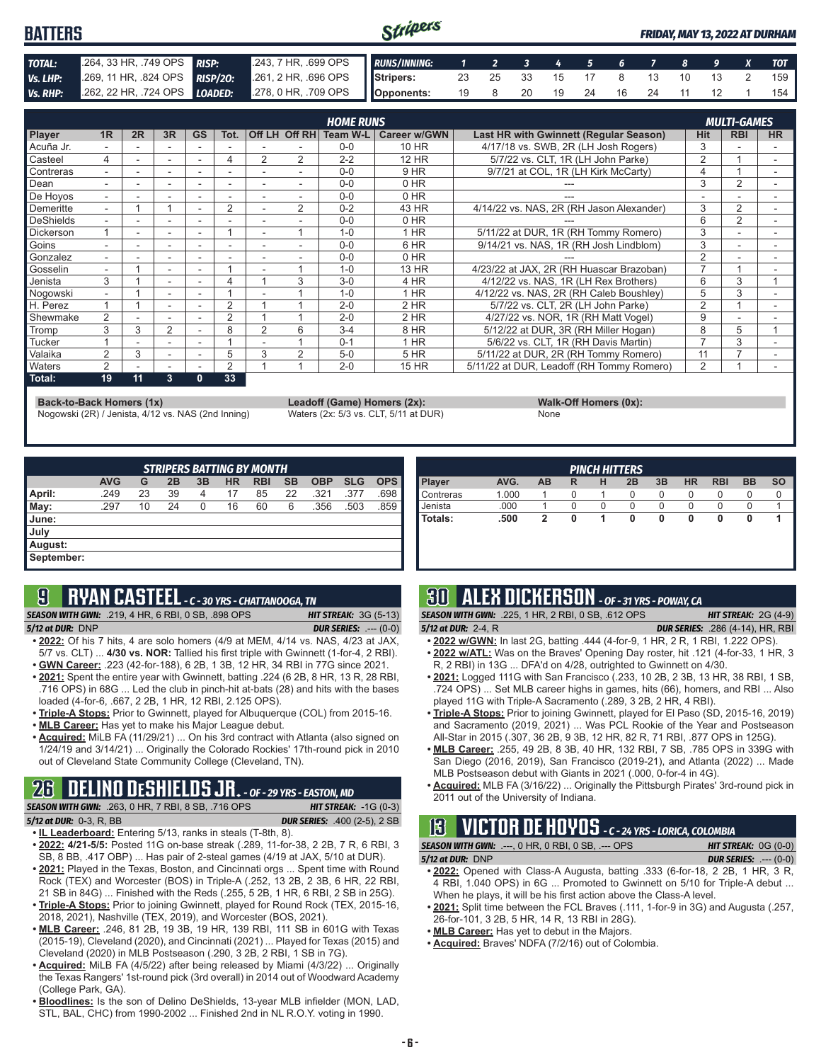# BATTERS

*FRIDAY, MAY 13, 2022 AT DURHAM*

| | | | |
|---|---|---|---|
| **TOTAL:** | .264, 33 HR, .749 OPS | **RISP:** | .243, 7 HR, .699 OPS |
| **Vs. LHP:** | .269, 11 HR, .824 OPS | **RISP/2O:** | .261, 2 HR, .696 OPS |
| **Vs. RHP:** | .262, 22 HR, .724 OPS | **LOADED:** | .278, 0 HR, .709 OPS |

| RUNS/INNING: | 1 | 2 | 3 | 4 | 5 | 6 | 7 | 8 | 9 | X | TOT |
|---|---|---|---|---|---|---|---|---|---|---|---|
| Stripers: | 23 | 25 | 33 | 15 | 17 | 8 | 13 | 10 | 13 | 2 | 159 |
| Opponents: | 19 | 8 | 20 | 19 | 24 | 16 | 24 | 11 | 12 | 1 | 154 |

| Player | 1R | 2R | 3R | GS | Tot. | Off LH | Off RH | Team W-L | Career w/GWN | Last HR with Gwinnett (Regular Season) | Hit | RBI | HR |
|---|---|---|---|---|---|---|---|---|---|---|---|---|---|
| | | | | | HOME RUNS | | | | | | MULTI-GAMES | | |
| Acuña Jr. | - | - | - | - | - | - | - | 0-0 | 10 HR | 4/17/18 vs. SWB, 2R (LH Josh Rogers) | 3 | - | - |
| Casteel | 4 | - | - | - | 4 | 2 | 2 | 2-2 | 12 HR | 5/7/22 vs. CLT, 1R (LH John Parke) | 2 | 1 | - |
| Contreras | - | - | - | - | - | - | - | 0-0 | 9 HR | 9/7/21 at COL, 1R (LH Kirk McCarty) | 4 | 1 | - |
| Dean | - | - | - | - | - | - | - | 0-0 | 0 HR | --- | 3 | 2 | - |
| De Hoyos | - | - | - | - | - | - | - | 0-0 | 0 HR | --- | - | - | - |
| Demeritte | - | 1 | 1 | - | 2 | - | 2 | 0-2 | 43 HR | 4/14/22 vs. NAS, 2R (RH Jason Alexander) | 3 | 2 | - |
| DeShields | - | - | - | - | - | - | - | 0-0 | 0 HR | --- | 6 | 2 | - |
| Dickerson | 1 | - | - | - | 1 | - | 1 | 1-0 | 1 HR | 5/11/22 at DUR, 1R (RH Tommy Romero) | 3 | - | - |
| Goins | - | - | - | - | - | - | - | 0-0 | 6 HR | 9/14/21 vs. NAS, 1R (RH Josh Lindblom) | 3 | - | - |
| Gonzalez | - | - | - | - | - | - | - | 0-0 | 0 HR | --- | 2 | - | - |
| Gosselin | - | 1 | - | - | 1 | - | 1 | 1-0 | 13 HR | 4/23/22 at JAX, 2R (RH Huascar Brazoban) | 7 | 1 | - |
| Jenista | 3 | 1 | - | - | 4 | 1 | 3 | 3-0 | 4 HR | 4/12/22 vs. NAS, 1R (LH Rex Brothers) | 6 | 3 | 1 |
| Nogowski | - | 1 | - | - | 1 | - | 1 | 1-0 | 1 HR | 4/12/22 vs. NAS, 2R (RH Caleb Boushley) | 5 | 3 | - |
| H. Perez | 1 | 1 | - | - | 2 | 1 | 1 | 2-0 | 2 HR | 5/7/22 vs. CLT, 2R (LH John Parke) | 2 | 1 | - |
| Shewmake | 2 | - | - | - | 2 | 1 | 1 | 2-0 | 2 HR | 4/27/22 vs. NOR, 1R (RH Matt Vogel) | 9 | - | - |
| Tromp | 3 | 3 | 2 | - | 8 | 2 | 6 | 3-4 | 8 HR | 5/12/22 at DUR, 3R (RH Miller Hogan) | 8 | 5 | 1 |
| Tucker | 1 | - | - | - | 1 | - | 1 | 0-1 | 1 HR | 5/6/22 vs. CLT, 1R (RH Davis Martin) | 7 | 3 | - |
| Valaika | 2 | 3 | - | - | 5 | 3 | 2 | 5-0 | 5 HR | 5/11/22 at DUR, 2R (RH Tommy Romero) | 11 | 7 | - |
| Waters | 2 | - | - | - | 2 | 1 | 1 | 2-0 | 15 HR | 5/11/22 at DUR, Leadoff (RH Tommy Romero) | 2 | 1 | - |
| **Total:** | **19** | **11** | **3** | **0** | **33** | | | | | | | | |

**Back-to-Back Homers (1x)**
Nogowski (2R) / Jenista, 4/12 vs. NAS (2nd Inning)

**Leadoff (Game) Homers (2x):**
Waters (2x: 5/3 vs. CLT, 5/11 at DUR)

**Walk-Off Homers (0x):**
None

**STRIPERS BATTING BY MONTH**

| | AVG | G | 2B | 3B | HR | RBI | SB | OBP | SLG | OPS |
|---|---|---|---|---|---|---|---|---|---|---|
| April: | .249 | 23 | 39 | 4 | 17 | 85 | 22 | .321 | .377 | .698 |
| May: | .297 | 10 | 24 | 0 | 16 | 60 | 6 | .356 | .503 | .859 |
| June: | | | | | | | | | | |
| July | | | | | | | | | | |
| August: | | | | | | | | | | |
| September: | | | | | | | | | | |

**PINCH HITTERS**

| Player | AVG. | AB | R | H | 2B | 3B | HR | RBI | BB | SO |
|---|---|---|---|---|---|---|---|---|---|---|
| Contreras | 1.000 | 1 | 0 | 1 | 0 | 0 | 0 | 0 | 0 | 0 |
| Jenista | .000 | 1 | 0 | 0 | 0 | 0 | 0 | 0 | 0 | 1 |
| **Totals:** | **.500** | **2** | **0** | **1** | **0** | **0** | **0** | **0** | **0** | **1** |

## 9 RYAN CASTEEL - C - 30 YRS - CHATTANOOGA, TN

**SEASON WITH GWN:** .219, 4 HR, 6 RBI, 0 SB, .898 OPS — **HIT STREAK:** 3G (5-13)
**5/12 at DUR:** DNP — **DUR SERIES:** .--- (0-0)

- **2022:** Of his 7 hits, 4 are solo homers (4/9 at MEM, 4/14 vs. NAS, 4/23 at JAX, 5/7 vs. CLT) ... **4/30 vs. NOR:** Tallied his first triple with Gwinnett (1-for-4, 2 RBI).
- **GWN Career:** .223 (42-for-188), 6 2B, 1 3B, 12 HR, 34 RBI in 77G since 2021.
- **2021:** Spent the entire year with Gwinnett, batting .224 (6 2B, 8 HR, 13 R, 28 RBI, .716 OPS) in 68G ... Led the club in pinch-hit at-bats (28) and hits with the bases loaded (4-for-6, .667, 2 2B, 1 HR, 12 RBI, 2.125 OPS).
- **Triple-A Stops:** Prior to Gwinnett, played for Albuquerque (COL) from 2015-16.
- **MLB Career:** Has yet to make his Major League debut.
- **Acquired:** MiLB FA (11/29/21) ... On his 3rd contract with Atlanta (also signed on 1/24/19 and 3/14/21) ... Originally the Colorado Rockies' 17th-round pick in 2010 out of Cleveland State Community College (Cleveland, TN).

## 26 DELINO DESHIELDS JR. - OF - 29 YRS - EASTON, MD

**SEASON WITH GWN:** .263, 0 HR, 7 RBI, 8 SB, .716 OPS — **HIT STREAK:** -1G (0-3)
**5/12 at DUR:** 0-3, R, BB — **DUR SERIES:** .400 (2-5), 2 SB

- **IL Leaderboard:** Entering 5/13, ranks in steals (T-8th, 8).
- **2022: 4/21-5/5:** Posted 11G on-base streak (.289, 11-for-38, 2 2B, 7 R, 6 RBI, 3 SB, 8 BB, .417 OBP) ... Has pair of 2-steal games (4/19 at JAX, 5/10 at DUR).
- **2021:** Played in the Texas, Boston, and Cincinnati orgs ... Spent time with Round Rock (TEX) and Worcester (BOS) in Triple-A (.252, 13 2B, 3 3B, 6 HR, 22 RBI, 21 SB in 84G) ... Finished with the Reds (.255, 5 2B, 1 HR, 6 RBI, 2 SB in 25G).
- **Triple-A Stops:** Prior to joining Gwinnett, played for Round Rock (TEX, 2015-16, 2018, 2021), Nashville (TEX, 2019), and Worcester (BOS, 2021).
- **MLB Career:** .246, 81 2B, 19 3B, 19 HR, 139 RBI, 111 SB in 601G with Texas (2015-19), Cleveland (2020), and Cincinnati (2021) ... Played for Texas (2015) and Cleveland (2020) in MLB Postseason (.290, 3 2B, 2 RBI, 1 SB in 7G).
- **Acquired:** MiLB FA (4/5/22) after being released by Miami (4/3/22) ... Originally the Texas Rangers' 1st-round pick (3rd overall) in 2014 out of Woodward Academy (College Park, GA).
- **Bloodlines:** Is the son of Delino DeShields, 13-year MLB infielder (MON, LAD, STL, BAL, CHC) from 1990-2002 ... Finished 2nd in NL R.O.Y. voting in 1990.

## 30 ALEX DICKERSON - OF - 31 YRS - POWAY, CA

**SEASON WITH GWN:** .225, 1 HR, 2 RBI, 0 SB, .612 OPS — **HIT STREAK:** 2G (4-9)
**5/12 at DUR:** 2-4, R — **DUR SERIES:** .286 (4-14), HR, RBI

- **2022 w/GWN:** In last 2G, batting .444 (4-for-9, 1 HR, 2 R, 1 RBI, 1.222 OPS).
- **2022 w/ATL:** Was on the Braves' Opening Day roster, hit .121 (4-for-33, 1 HR, 3 R, 2 RBI) in 13G ... DFA'd on 4/28, outrighted to Gwinnett on 4/30.
- **2021:** Logged 111G with San Francisco (.233, 10 2B, 2 3B, 13 HR, 38 RBI, 1 SB, .724 OPS) ... Set MLB career highs in games, hits (66), homers, and RBI ... Also played 11G with Triple-A Sacramento (.289, 3 2B, 2 HR, 4 RBI).
- **Triple-A Stops:** Prior to joining Gwinnett, played for El Paso (SD, 2015-16, 2019) and Sacramento (2019, 2021) ... Was PCL Rookie of the Year and Postseason All-Star in 2015 (.307, 36 2B, 9 3B, 12 HR, 82 R, 71 RBI, .877 OPS in 125G).
- **MLB Career:** .255, 49 2B, 8 3B, 40 HR, 132 RBI, 7 SB, .785 OPS in 339G with San Diego (2016, 2019), San Francisco (2019-21), and Atlanta (2022) ... Made MLB Postseason debut with Giants in 2021 (.000, 0-for-4 in 4G).
- **Acquired:** MLB FA (3/16/22) ... Originally the Pittsburgh Pirates' 3rd-round pick in 2011 out of the University of Indiana.

## 13 VICTOR DE HOYOS - C - 24 YRS - LORICA, COLOMBIA

**SEASON WITH GWN:** .---, 0 HR, 0 RBI, 0 SB, .--- OPS — **HIT STREAK:** 0G (0-0)
**5/12 at DUR:** DNP — **DUR SERIES:** .--- (0-0)

- **2022:** Opened with Class-A Augusta, batting .333 (6-for-18, 2 2B, 1 HR, 3 R, 4 RBI, 1.040 OPS) in 6G ... Promoted to Gwinnett on 5/10 for Triple-A debut ... When he plays, it will be his first action above the Class-A level.
- **2021:** Split time between the FCL Braves (.111, 1-for-9 in 3G) and Augusta (.257, 26-for-101, 3 2B, 5 HR, 14 R, 13 RBI in 28G).
- **MLB Career:** Has yet to debut in the Majors.
- **Acquired:** Braves' NDFA (7/2/16) out of Colombia.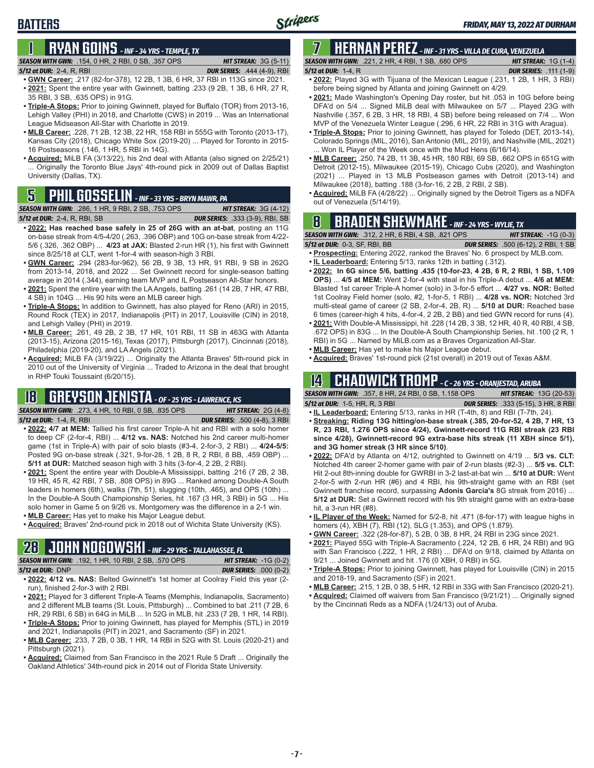# BATTERS

## 1 RYAN GOINS - INF - 34 YRS - TEMPLE, TX

***SEASON WITH GWN:*** .154, 0 HR, 2 RBI, 0 SB, .357 OPS — ***HIT STREAK:*** 3G (5-11)
***5/12 at DUR:*** 2-4, R, RBI — ***DUR SERIES:*** .444 (4-9), RBI

- **GWN Career:** .217 (82-for-378), 12 2B, 1 3B, 6 HR, 37 RBI in 113G since 2021.
- **2021:** Spent the entire year with Gwinnett, batting .233 (9 2B, 1 3B, 6 HR, 27 R, 35 RBI, 3 SB, .635 OPS) in 91G.
- **Triple-A Stops:** Prior to joining Gwinnett, played for Buffalo (TOR) from 2013-16, Lehigh Valley (PHI) in 2018, and Charlotte (CWS) in 2019 ... Was an International League Midseason All-Star with Charlotte in 2019.
- **MLB Career:** .228, 71 2B, 12 3B, 22 HR, 158 RBI in 555G with Toronto (2013-17), Kansas City (2018), Chicago White Sox (2019-20) ... Played for Toronto in 2015-16 Postseasons (.146, 1 HR, 5 RBI in 14G).
- **Acquired:** MiLB FA (3/13/22), his 2nd deal with Atlanta (also signed on 2/25/21) ... Originally the Toronto Blue Jays' 4th-round pick in 2009 out of Dallas Baptist University (Dallas, TX).

## 5 PHIL GOSSELIN - INF - 33 YRS - BRYN MAWR, PA

***SEASON WITH GWN:*** .286, 1 HR, 9 RBI, 2 SB, .753 OPS — ***HIT STREAK:*** 3G (4-12)
***5/12 at DUR:*** 2-4, R, RBI, SB — ***DUR SERIES:*** .333 (3-9), RBI, SB

- **2022: Has reached base safely in 25 of 26G with an at-bat**, posting an 11G on-base streak from 4/5-4/20 (.263, .396 OBP) and 10G on-base streak from 4/22-5/6 (.326, .362 OBP) ... **4/23 at JAX:** Blasted 2-run HR (1), his first with Gwinnett since 8/25/18 at CLT, went 1-for-4 with season-high 3 RBI.
- **GWN Career:** .294 (283-for-962), 56 2B, 9 3B, 13 HR, 91 RBI, 9 SB in 262G from 2013-14, 2018, and 2022 ... Set Gwinnett record for single-season batting average in 2014 (.344), earning team MVP and IL Postseason All-Star honors.
- **2021:** Spent the entire year with the LA Angels, batting .261 (14 2B, 7 HR, 47 RBI, 4 SB) in 104G ... His 90 hits were an MLB career high.
- **Triple-A Stops:** In addition to Gwinnett, has also played for Reno (ARI) in 2015, Round Rock (TEX) in 2017, Indianapolis (PIT) in 2017, Louisville (CIN) in 2018, and Lehigh Valley (PHI) in 2019.
- **MLB Career:** .261, 49 2B, 2 3B, 17 HR, 101 RBI, 11 SB in 463G with Atlanta (2013-15), Arizona (2015-16), Texas (2017), Pittsburgh (2017), Cincinnati (2018), Philadelphia (2019-20), and LA Angels (2021).
- **Acquired:** MiLB FA (3/19/22) ... Originally the Atlanta Braves' 5th-round pick in 2010 out of the University of Virginia ... Traded to Arizona in the deal that brought in RHP Touki Toussaint (6/20/15).

## 18 GREYSON JENISTA - OF - 25 YRS - LAWRENCE, KS

***SEASON WITH GWN:*** .273, 4 HR, 10 RBI, 0 SB, .835 OPS — ***HIT STREAK:*** 2G (4-8)
***5/12 at DUR:*** 1-4, R, RBI — ***DUR SERIES:*** .500 (4-8), 3 RBI

- **2022: 4/7 at MEM:** Tallied his first career Triple-A hit and RBI with a solo homer to deep CF (2-for-4, RBI) ... **4/12 vs. NAS:** Notched his 2nd career multi-homer game (1st in Triple-A) with pair of solo blasts (#3-4, 2-for-3, 2 RBI) ... **4/24-5/5:** Posted 9G on-base streak (.321, 9-for-28, 1 2B, 8 R, 2 RBI, 8 BB, .459 OBP) ... **5/11 at DUR:** Matched season high with 3 hits (3-for-4, 2 2B, 2 RBI).
- **2021:** Spent the entire year with Double-A Mississippi, batting .216 (7 2B, 2 3B, 19 HR, 45 R, 42 RBI, 7 SB, .808 OPS) in 89G ... Ranked among Double-A South leaders in homers (6th), walks (7th, 51), slugging (10th, .465), and OPS (10th) ... In the Double-A South Championship Series, hit .167 (3 HR, 3 RBI) in 5G ... His solo homer in Game 5 on 9/26 vs. Montgomery was the difference in a 2-1 win.
- **MLB Career:** Has yet to make his Major League debut.
- **Acquired:** Braves' 2nd-round pick in 2018 out of Wichita State University (KS).

## 28 JOHN NOGOWSKI - INF - 29 YRS - TALLAHASSEE, FL

***SEASON WITH GWN:*** .192, 1 HR, 10 RBI, 2 SB, .570 OPS — ***HIT STREAK:*** -1G (0-2)
***5/12 at DUR:*** DNP — ***DUR SERIES:*** .000 (0-2)

- **2022: 4/12 vs. NAS:** Belted Gwinnett's 1st homer at Coolray Field this year (2-run), finished 2-for-3 with 2 RBI.
- **2021:** Played for 3 different Triple-A Teams (Memphis, Indianapolis, Sacramento) and 2 different MLB teams (St. Louis, Pittsburgh) ... Combined to bat .211 (7 2B, 6 HR, 29 RBI, 6 SB) in 64G in MiLB ... In 52G in MLB, hit .233 (7 2B, 1 HR, 14 RBI).
- **Triple-A Stops:** Prior to joining Gwinnett, has played for Memphis (STL) in 2019 and 2021, Indianapolis (PIT) in 2021, and Sacramento (SF) in 2021.
- **MLB Career:** .233, 7 2B, 0 3B, 1 HR, 14 RBI in 52G with St. Louis (2020-21) and Pittsburgh (2021).
- **Acquired:** Claimed from San Francisco in the 2021 Rule 5 Draft ... Originally the Oakland Athletics' 34th-round pick in 2014 out of Florida State University.

## 7 HERNAN PEREZ - INF - 31 YRS - VILLA DE CURA, VENEZUELA

***SEASON WITH GWN:*** .221, 2 HR, 4 RBI, 1 SB, .680 OPS — ***HIT STREAK:*** 1G (1-4)
***5/12 at DUR:*** 1-4, R — ***DUR SERIES:*** .111 (1-9)

- **2022:** Played 3G with Tijuana of the Mexican League (.231, 1 2B, 1 HR, 3 RBI) before being signed by Atlanta and joining Gwinnett on 4/29.
- **2021:** Made Washington's Opening Day roster, but hit .053 in 10G before being DFA'd on 5/4 ... Signed MiLB deal with Milwaukee on 5/7 ... Played 23G with Nashville (.357, 6 2B, 3 HR, 18 RBI, 4 SB) before being released on 7/4 ... Won MVP of the Venezuela Winter League (.296, 6 HR, 22 RBI in 31G with Aragua).
- **Triple-A Stops:** Prior to joining Gwinnett, has played for Toledo (DET, 2013-14), Colorado Springs (MIL, 2016), San Antonio (MIL, 2019), and Nashville (MIL, 2021) ... Won IL Player of the Week once with the Mud Hens (6/16/14).
- **MLB Career:** .250, 74 2B, 11 3B, 45 HR, 180 RBI, 69 SB, .662 OPS in 651G with Detroit (2012-15), Milwaukee (2015-19), Chicago Cubs (2020), and Washington (2021) ... Played in 13 MLB Postseason games with Detroit (2013-14) and Milwaukee (2018), batting .188 (3-for-16, 2 2B, 2 RBI, 2 SB).
- **Acquired:** MiLB FA (4/28/22) ... Originally signed by the Detroit Tigers as a NDFA out of Venezuela (5/14/19).

## 8 BRADEN SHEWMAKE - INF - 24 YRS - WYLIE, TX

***SEASON WITH GWN:*** .312, 2 HR, 6 RBI, 4 SB, .821 OPS — ***HIT STREAK:*** -1G (0-3)
***5/12 at DUR:*** 0-3, SF, RBI, BB — ***DUR SERIES:*** .500 (6-12), 2 RBI, 1 SB

- **Prospecting:** Entering 2022, ranked the Braves' No. 6 prospect by MLB.com.
- **IL Leaderboard:** Entering 5/13, ranks 12th in batting (.312).
- **2022: In 6G since 5/6, batting .435 (10-for-23, 4 2B, 6 R, 2 RBI, 1 SB, 1.109 OPS)** ... **4/5 at MEM:** Went 2-for-4 with steal in his Triple-A debut ... **4/6 at MEM:** Blasted 1st career Triple-A homer (solo) in 3-for-5 effort ... **4/27 vs. NOR:** Belted 1st Coolray Field homer (solo, #2, 1-for-5, 1 RBI) ... **4/28 vs. NOR:** Notched 3rd multi-steal game of career (2 SB, 2-for-4, 2B, R) ... **5/10 at DUR:** Reached base 6 times (career-high 4 hits, 4-for-4, 2 2B, 2 BB) and tied GWN record for runs (4).
- **2021:** With Double-A Mississippi, hit .228 (14 2B, 3 3B, 12 HR, 40 R, 40 RBI, 4 SB, .672 OPS) in 83G ... In the Double-A South Championship Series, hit .100 (2 R, 1 RBI) in 5G ... Named by MiLB.com as a Braves Organization All-Star.
- **MLB Career:** Has yet to make his Major League debut.
- **Acquired:** Braves' 1st-round pick (21st overall) in 2019 out of Texas A&M.

## 14 CHADWICK TROMP - C - 26 YRS - ORANJESTAD, ARUBA

***SEASON WITH GWN:*** .357, 8 HR, 24 RBI, 0 SB, 1.158 OPS — ***HIT STREAK:*** 13G (20-53)
***5/12 at DUR:*** 1-5, HR, R, 3 RBI — ***DUR SERIES:*** .333 (5-15), 3 HR, 8 RBI

- **IL Leaderboard:** Entering 5/13, ranks in HR (T-4th, 8) and RBI (T-7th, 24).
- **Streaking: Riding 13G hitting/on-base streak (.385, 20-for-52, 4 2B, 7 HR, 13 R, 23 RBI, 1.276 OPS since 4/24), Gwinnett-record 11G RBI streak (23 RBI since 4/28), Gwinnett-record 9G extra-base hits streak (11 XBH since 5/1), and 3G homer streak (3 HR since 5/10)**.
- **2022:** DFA'd by Atlanta on 4/12, outrighted to Gwinnett on 4/19 ... **5/3 vs. CLT:** Notched 4th career 2-homer game with pair of 2-run blasts (#2-3) ... **5/5 vs. CLT:** Hit 2-out 8th-inning double for GWRBI in 3-2 last-at-bat win ... **5/10 at DUR:** Went 2-for-5 with 2-run HR (#6) and 4 RBI, his 9th-straight game with an RBI (set Gwinnett franchise record, surpassing **Adonis Garcia's** 8G streak from 2016) ... **5/12 at DUR:** Set a Gwinnett record with his 9th straight game with an extra-base hit, a 3-run HR (#8).
- **IL Player of the Week:** Named for 5/2-8, hit .471 (8-for-17) with league highs in homers (4), XBH (7), RBI (12), SLG (1.353), and OPS (1.879).
- **GWN Career:** .322 (28-for-87), 5 2B, 0 3B, 8 HR, 24 RBI in 23G since 2021.
- **2021:** Played 55G with Triple-A Sacramento (.224, 12 2B, 6 HR, 24 RBI) and 9G with San Francisco (.222, 1 HR, 2 RBI) ... DFA'd on 9/18, claimed by Atlanta on 9/21 ... Joined Gwinnett and hit .176 (0 XBH, 0 RBI) in 5G.
- **Triple-A Stops:** Prior to joining Gwinnett, has played for Louisville (CIN) in 2015 and 2018-19, and Sacramento (SF) in 2021.
- **MLB Career:** .215, 1 2B, 0 3B, 5 HR, 12 RBI in 33G with San Francisco (2020-21).
- **Acquired:** Claimed off waivers from San Francisco (9/21/21) ... Originally signed by the Cincinnati Reds as a NDFA (1/24/13) out of Aruba.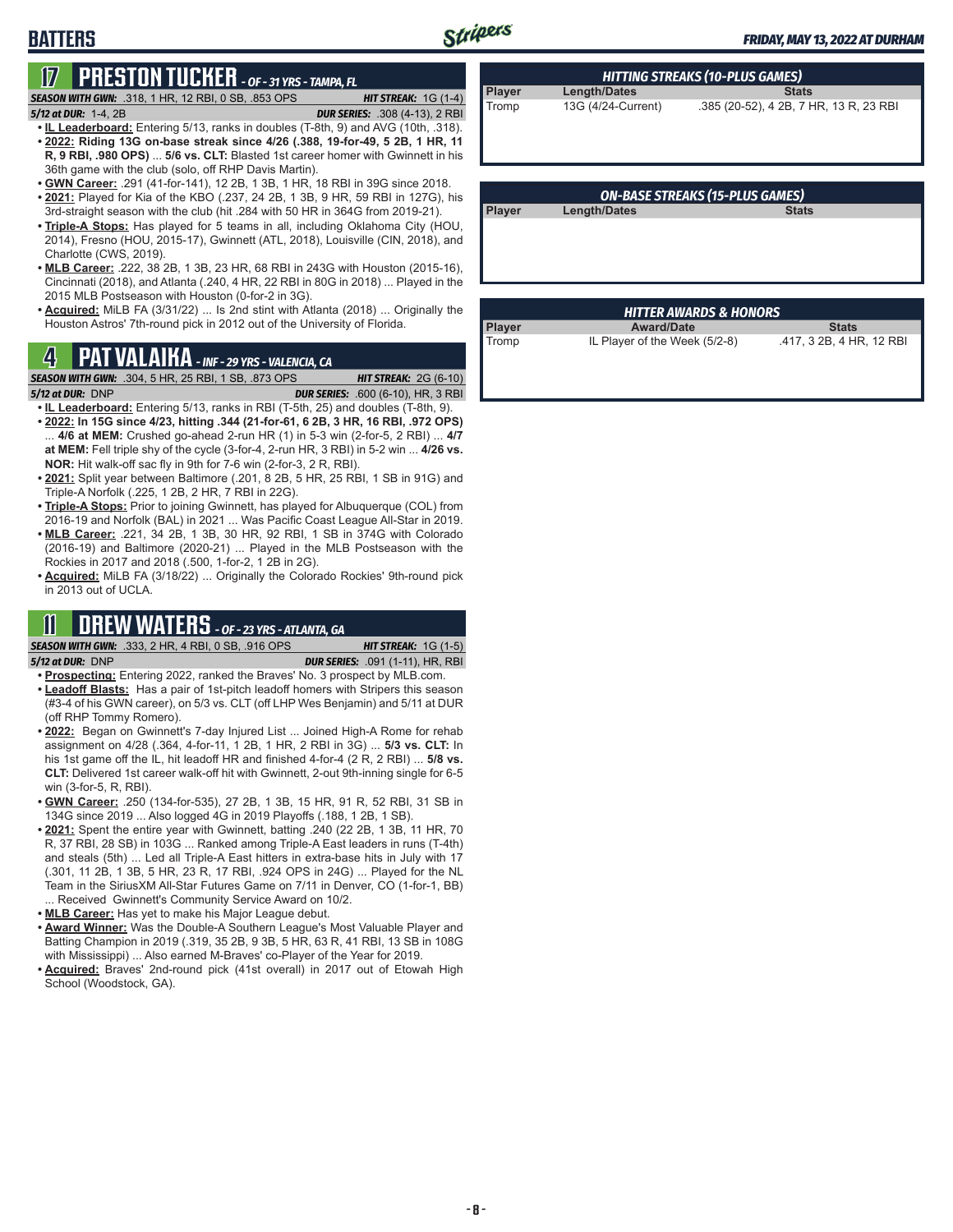# BATTERS

## 17 PRESTON TUCKER - OF - 31 YRS - TAMPA, FL

***SEASON WITH GWN:*** .318, 1 HR, 12 RBI, 0 SB, .853 OPS — ***HIT STREAK:*** 1G (1-4)
***5/12 at DUR:*** 1-4, 2B — ***DUR SERIES:*** .308 (4-13), 2 RBI

- **IL Leaderboard:** Entering 5/13, ranks in doubles (T-8th, 9) and AVG (10th, .318).
- **2022: Riding 13G on-base streak since 4/26 (.388, 19-for-49, 5 2B, 1 HR, 11 R, 9 RBI, .980 OPS)** ... **5/6 vs. CLT:** Blasted 1st career homer with Gwinnett in his 36th game with the club (solo, off RHP Davis Martin).
- **GWN Career:** .291 (41-for-141), 12 2B, 1 3B, 1 HR, 18 RBI in 39G since 2018.
- **2021:** Played for Kia of the KBO (.237, 24 2B, 1 3B, 9 HR, 59 RBI in 127G), his 3rd-straight season with the club (hit .284 with 50 HR in 364G from 2019-21).
- **Triple-A Stops:** Has played for 5 teams in all, including Oklahoma City (HOU, 2014), Fresno (HOU, 2015-17), Gwinnett (ATL, 2018), Louisville (CIN, 2018), and Charlotte (CWS, 2019).
- **MLB Career:** .222, 38 2B, 1 3B, 23 HR, 68 RBI in 243G with Houston (2015-16), Cincinnati (2018), and Atlanta (.240, 4 HR, 22 RBI in 80G in 2018) ... Played in the 2015 MLB Postseason with Houston (0-for-2 in 3G).
- **Acquired:** MiLB FA (3/31/22) ... Is 2nd stint with Atlanta (2018) ... Originally the Houston Astros' 7th-round pick in 2012 out of the University of Florida.

## 4 PAT VALAIKA - INF - 29 YRS - VALENCIA, CA

***SEASON WITH GWN:*** .304, 5 HR, 25 RBI, 1 SB, .873 OPS — ***HIT STREAK:*** 2G (6-10)
***5/12 at DUR:*** DNP — ***DUR SERIES:*** .600 (6-10), HR, 3 RBI

- **IL Leaderboard:** Entering 5/13, ranks in RBI (T-5th, 25) and doubles (T-8th, 9).
- **2022: In 15G since 4/23, hitting .344 (21-for-61, 6 2B, 3 HR, 16 RBI, .972 OPS)** ... **4/6 at MEM:** Crushed go-ahead 2-run HR (1) in 5-3 win (2-for-5, 2 RBI) ... **4/7 at MEM:** Fell triple shy of the cycle (3-for-4, 2-run HR, 3 RBI) in 5-2 win ... **4/26 vs. NOR:** Hit walk-off sac fly in 9th for 7-6 win (2-for-3, 2 R, RBI).
- **2021:** Split year between Baltimore (.201, 8 2B, 5 HR, 25 RBI, 1 SB in 91G) and Triple-A Norfolk (.225, 1 2B, 2 HR, 7 RBI in 22G).
- **Triple-A Stops:** Prior to joining Gwinnett, has played for Albuquerque (COL) from 2016-19 and Norfolk (BAL) in 2021 ... Was Pacific Coast League All-Star in 2019.
- **MLB Career:** .221, 34 2B, 1 3B, 30 HR, 92 RBI, 1 SB in 374G with Colorado (2016-19) and Baltimore (2020-21) ... Played in the MLB Postseason with the Rockies in 2017 and 2018 (.500, 1-for-2, 1 2B in 2G).
- **Acquired:** MiLB FA (3/18/22) ... Originally the Colorado Rockies' 9th-round pick in 2013 out of UCLA.

## 11 DREW WATERS - OF - 23 YRS - ATLANTA, GA

***SEASON WITH GWN:*** .333, 2 HR, 4 RBI, 0 SB, .916 OPS — ***HIT STREAK:*** 1G (1-5)
***5/12 at DUR:*** DNP — ***DUR SERIES:*** .091 (1-11), HR, RBI

- **Prospecting:** Entering 2022, ranked the Braves' No. 3 prospect by MLB.com.
- **Leadoff Blasts:** Has a pair of 1st-pitch leadoff homers with Stripers this season (#3-4 of his GWN career), on 5/3 vs. CLT (off LHP Wes Benjamin) and 5/11 at DUR (off RHP Tommy Romero).
- **2022:** Began on Gwinnett's 7-day Injured List ... Joined High-A Rome for rehab assignment on 4/28 (.364, 4-for-11, 1 2B, 1 HR, 2 RBI in 3G) ... **5/3 vs. CLT:** In his 1st game off the IL, hit leadoff HR and finished 4-for-4 (2 R, 2 RBI) ... **5/8 vs. CLT:** Delivered 1st career walk-off hit with Gwinnett, 2-out 9th-inning single for 6-5 win (3-for-5, R, RBI).
- **GWN Career:** .250 (134-for-535), 27 2B, 1 3B, 15 HR, 91 R, 52 RBI, 31 SB in 134G since 2019 ... Also logged 4G in 2019 Playoffs (.188, 1 2B, 1 SB).
- **2021:** Spent the entire year with Gwinnett, batting .240 (22 2B, 1 3B, 11 HR, 70 R, 37 RBI, 28 SB) in 103G ... Ranked among Triple-A East leaders in runs (T-4th) and steals (5th) ... Led all Triple-A East hitters in extra-base hits in July with 17 (.301, 11 2B, 1 3B, 5 HR, 23 R, 17 RBI, .924 OPS in 24G) ... Played for the NL Team in the SiriusXM All-Star Futures Game on 7/11 in Denver, CO (1-for-1, BB) ... Received Gwinnett's Community Service Award on 10/2.
- **MLB Career:** Has yet to make his Major League debut.
- **Award Winner:** Was the Double-A Southern League's Most Valuable Player and Batting Champion in 2019 (.319, 35 2B, 9 3B, 5 HR, 63 R, 41 RBI, 13 SB in 108G with Mississippi) ... Also earned M-Braves' co-Player of the Year for 2019.
- **Acquired:** Braves' 2nd-round pick (41st overall) in 2017 out of Etowah High School (Woodstock, GA).

### HITTING STREAKS (10-PLUS GAMES)

| Player | Length/Dates | Stats |
|---|---|---|
| Tromp | 13G (4/24-Current) | .385 (20-52), 4 2B, 7 HR, 13 R, 23 RBI |

### ON-BASE STREAKS (15-PLUS GAMES)

| Player | Length/Dates | Stats |
|---|---|---|

### HITTER AWARDS & HONORS

| Player | Award/Date | Stats |
|---|---|---|
| Tromp | IL Player of the Week (5/2-8) | .417, 3 2B, 4 HR, 12 RBI |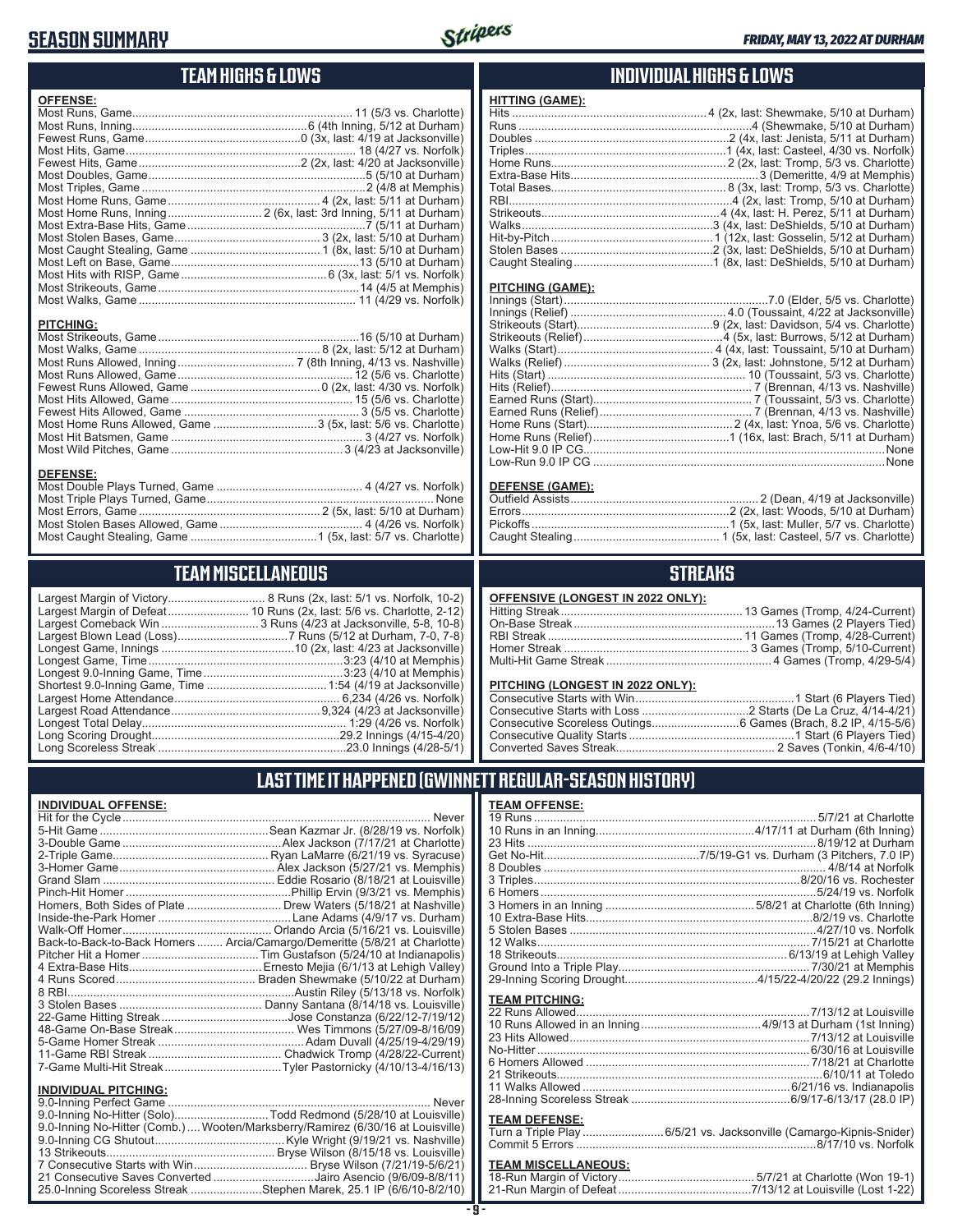# SEASON SUMMARY

*FRIDAY, MAY 13, 2022 AT DURHAM*

## TEAM HIGHS & LOWS

**OFFENSE:**

| | |
|---|---|
| Most Runs, Game | 11 (5/3 vs. Charlotte) |
| Most Runs, Inning | 6 (4th Inning, 5/12 at Durham) |
| Fewest Runs, Game | 0 (3x, last: 4/19 at Jacksonville) |
| Most Hits, Game | 18 (4/27 vs. Norfolk) |
| Fewest Hits, Game | 2 (2x, last: 4/20 at Jacksonville) |
| Most Doubles, Game | 5 (5/10 at Durham) |
| Most Triples, Game | 2 (4/8 at Memphis) |
| Most Home Runs, Game | 4 (2x, last: 5/11 at Durham) |
| Most Home Runs, Inning | 2 (6x, last: 3rd Inning, 5/11 at Durham) |
| Most Extra-Base Hits, Game | 7 (5/11 at Durham) |
| Most Stolen Bases, Game | 3 (2x, last: 5/10 at Durham) |
| Most Caught Stealing, Game | 1 (8x, last: 5/10 at Durham) |
| Most Left on Base, Game | 13 (5/10 at Durham) |
| Most Hits with RISP, Game | 6 (3x, last: 5/1 vs. Norfolk) |
| Most Strikeouts, Game | 14 (4/5 at Memphis) |
| Most Walks, Game | 11 (4/29 vs. Norfolk) |

**PITCHING:**

| | |
|---|---|
| Most Strikeouts, Game | 16 (5/10 at Durham) |
| Most Walks, Game | 8 (2x, last: 5/12 at Durham) |
| Most Runs Allowed, Inning | 7 (8th Inning, 4/13 vs. Nashville) |
| Most Runs Allowed, Game | 12 (5/6 vs. Charlotte) |
| Fewest Runs Allowed, Game | 0 (2x, last: 4/30 vs. Norfolk) |
| Most Hits Allowed, Game | 15 (5/6 vs. Charlotte) |
| Fewest Hits Allowed, Game | 3 (5/5 vs. Charlotte) |
| Most Home Runs Allowed, Game | 3 (5x, last: 5/6 vs. Charlotte) |
| Most Hit Batsmen, Game | 3 (4/27 vs. Norfolk) |
| Most Wild Pitches, Game | 3 (4/23 at Jacksonville) |

**DEFENSE:**

| | |
|---|---|
| Most Double Plays Turned, Game | 4 (4/27 vs. Norfolk) |
| Most Triple Plays Turned, Game | None |
| Most Errors, Game | 2 (5x, last: 5/10 at Durham) |
| Most Stolen Bases Allowed, Game | 4 (4/26 vs. Norfolk) |
| Most Caught Stealing, Game | 1 (5x, last: 5/7 vs. Charlotte) |

## INDIVIDUAL HIGHS & LOWS

**HITTING (GAME):**

| | |
|---|---|
| Hits | 4 (2x, last: Shewmake, 5/10 at Durham) |
| Runs | 4 (Shewmake, 5/10 at Durham) |
| Doubles | 2 (4x, last: Jenista, 5/11 at Durham) |
| Triples | 1 (4x, last: Casteel, 4/30 vs. Norfolk) |
| Home Runs | 2 (2x, last: Tromp, 5/3 vs. Charlotte) |
| Extra-Base Hits | 3 (Demeritte, 4/9 at Memphis) |
| Total Bases | 8 (3x, last: Tromp, 5/3 vs. Charlotte) |
| RBI | 4 (2x, last: Tromp, 5/10 at Durham) |
| Strikeouts | 4 (4x, last: H. Perez, 5/11 at Durham) |
| Walks | 3 (4x, last: DeShields, 5/10 at Durham) |
| Hit-by-Pitch | 1 (12x, last: Gosselin, 5/12 at Durham) |
| Stolen Bases | 2 (3x, last: DeShields, 5/10 at Durham) |
| Caught Stealing | 1 (8x, last: DeShields, 5/10 at Durham) |

**PITCHING (GAME):**

| | |
|---|---|
| Innings (Start) | 7.0 (Elder, 5/5 vs. Charlotte) |
| Innings (Relief) | 4.0 (Toussaint, 4/22 at Jacksonville) |
| Strikeouts (Start) | 9 (2x, last: Davidson, 5/4 vs. Charlotte) |
| Strikeouts (Relief) | 4 (5x, last: Burrows, 5/12 at Durham) |
| Walks (Start) | 4 (4x, last: Toussaint, 5/10 at Durham) |
| Walks (Relief) | 3 (2x, last: Johnstone, 5/12 at Durham) |
| Hits (Start) | 10 (Toussaint, 5/3 vs. Charlotte) |
| Hits (Relief) | 7 (Brennan, 4/13 vs. Nashville) |
| Earned Runs (Start) | 7 (Toussaint, 5/3 vs. Charlotte) |
| Earned Runs (Relief) | 7 (Brennan, 4/13 vs. Nashville) |
| Home Runs (Start) | 2 (4x, last: Ynoa, 5/6 vs. Charlotte) |
| Home Runs (Relief) | 1 (16x, last: Brach, 5/11 at Durham) |
| Low-Hit 9.0 IP CG | None |
| Low-Run 9.0 IP CG | None |

**DEFENSE (GAME):**

| | |
|---|---|
| Outfield Assists | 2 (Dean, 4/19 at Jacksonville) |
| Errors | 2 (2x, last: Woods, 5/10 at Durham) |
| Pickoffs | 1 (5x, last: Muller, 5/7 vs. Charlotte) |
| Caught Stealing | 1 (5x, last: Casteel, 5/7 vs. Charlotte) |

## TEAM MISCELLANEOUS

| | |
|---|---|
| Largest Margin of Victory | 8 Runs (2x, last: 5/1 vs. Norfolk, 10-2) |
| Largest Margin of Defeat | 10 Runs (2x, last: 5/6 vs. Charlotte, 2-12) |
| Largest Comeback Win | 3 Runs (4/23 at Jacksonville, 5-8, 10-8) |
| Largest Blown Lead (Loss) | 7 Runs (5/12 at Durham, 7-0, 7-8) |
| Longest Game, Innings | 10 (2x, last: 4/23 at Jacksonville) |
| Longest Game, Time | 3:23 (4/10 at Memphis) |
| Longest 9.0-Inning Game, Time | 3:23 (4/10 at Memphis) |
| Shortest 9.0-Inning Game, Time | 1:54 (4/19 at Jacksonville) |
| Largest Home Attendance | 6,234 (4/26 vs. Norfolk) |
| Largest Road Attendance | 9,324 (4/23 at Jacksonville) |
| Longest Total Delay | 1:29 (4/26 vs. Norfolk) |
| Long Scoring Drought | 29.2 Innings (4/15-4/20) |
| Long Scoreless Streak | 23.0 Innings (4/28-5/1) |

## STREAKS

**OFFENSIVE (LONGEST IN 2022 ONLY):**

| | |
|---|---|
| Hitting Streak | 13 Games (Tromp, 4/24-Current) |
| On-Base Streak | 13 Games (2 Players Tied) |
| RBI Streak | 11 Games (Tromp, 4/28-Current) |
| Homer Streak | 3 Games (Tromp, 5/10-Current) |
| Multi-Hit Game Streak | 4 Games (Tromp, 4/29-5/4) |

**PITCHING (LONGEST IN 2022 ONLY):**

| | |
|---|---|
| Consecutive Starts with Win | 1 Start (6 Players Tied) |
| Consecutive Starts with Loss | 2 Starts (De La Cruz, 4/14-4/21) |
| Consecutive Scoreless Outings | 6 Games (Brach, 8.2 IP, 4/15-5/6) |
| Consecutive Quality Starts | 1 Start (6 Players Tied) |
| Converted Saves Streak | 2 Saves (Tonkin, 4/6-4/10) |

## LAST TIME IT HAPPENED (GWINNETT REGULAR-SEASON HISTORY)

**INDIVIDUAL OFFENSE:**

| | |
|---|---|
| Hit for the Cycle | Never |
| 5-Hit Game | Sean Kazmar Jr. (8/28/19 vs. Norfolk) |
| 3-Double Game | Alex Jackson (7/17/21 at Charlotte) |
| 2-Triple Game | Ryan LaMarre (6/21/19 vs. Syracuse) |
| 3-Homer Game | Alex Jackson (5/27/21 vs. Memphis) |
| Grand Slam | Eddie Rosario (8/18/21 at Louisville) |
| Pinch-Hit Homer | Phillip Ervin (9/3/21 vs. Memphis) |
| Homers, Both Sides of Plate | Drew Waters (5/18/21 at Nashville) |
| Inside-the-Park Homer | Lane Adams (4/9/17 vs. Durham) |
| Walk-Off Homer | Orlando Arcia (5/16/21 vs. Louisville) |
| Back-to-Back-to-Back Homers | Arcia/Camargo/Demeritte (5/8/21 at Charlotte) |
| Pitcher Hit a Homer | Tim Gustafson (5/24/10 at Indianapolis) |
| 4 Extra-Base Hits | Ernesto Mejia (6/1/13 at Lehigh Valley) |
| 4 Runs Scored | Braden Shewmake (5/10/22 at Durham) |
| 8 RBI | Austin Riley (5/13/18 vs. Norfolk) |
| 3 Stolen Bases | Danny Santana (8/14/18 vs. Louisville) |
| 22-Game Hitting Streak | Jose Constanza (6/22/12-7/19/12) |
| 48-Game On-Base Streak | Wes Timmons (5/27/09-8/16/09) |
| 5-Game Homer Streak | Adam Duvall (4/25/19-4/29/19) |
| 11-Game RBI Streak | Chadwick Tromp (4/28/22-Current) |
| 7-Game Multi-Hit Streak | Tyler Pastornicky (4/10/13-4/16/13) |

**INDIVIDUAL PITCHING:**

| | |
|---|---|
| 9.0-Inning Perfect Game | Never |
| 9.0-Inning No-Hitter (Solo) | Todd Redmond (5/28/10 at Louisville) |
| 9.0-Inning No-Hitter (Comb.) | Wooten/Marksberry/Ramirez (6/30/16 at Louisville) |
| 9.0-Inning CG Shutout | Kyle Wright (9/19/21 vs. Nashville) |
| 13 Strikeouts | Bryse Wilson (8/15/18 vs. Louisville) |
| 7 Consecutive Starts with Win | Bryse Wilson (7/21/19-5/6/21) |
| 21 Consecutive Saves Converted | Jairo Asencio (9/6/09-8/8/11) |
| 25.0-Inning Scoreless Streak | Stephen Marek, 25.1 IP (6/6/10-8/2/10) |

**TEAM OFFENSE:**

| | |
|---|---|
| 19 Runs | 5/7/21 at Charlotte |
| 10 Runs in an Inning | 4/17/11 at Durham (6th Inning) |
| 23 Hits | 8/19/12 at Durham |
| Get No-Hit | 7/5/19-G1 vs. Durham (3 Pitchers, 7.0 IP) |
| 8 Doubles | 4/8/14 at Norfolk |
| 3 Triples | 8/20/16 vs. Rochester |
| 6 Homers | 5/24/19 vs. Norfolk |
| 3 Homers in an Inning | 5/8/21 at Charlotte (6th Inning) |
| 10 Extra-Base Hits | 8/2/19 vs. Charlotte |
| 5 Stolen Bases | 4/27/10 vs. Norfolk |
| 12 Walks | 7/15/21 at Charlotte |
| 18 Strikeouts | 6/13/19 at Lehigh Valley |
| Ground Into a Triple Play | 7/30/21 at Memphis |
| 29-Inning Scoring Drought | 4/15/22-4/20/22 (29.2 Innings) |

**TEAM PITCHING:**

| | |
|---|---|
| 22 Runs Allowed | 7/13/12 at Louisville |
| 10 Runs Allowed in an Inning | 4/9/13 at Durham (1st Inning) |
| 23 Hits Allowed | 7/13/12 at Louisville |
| No-Hitter | 6/30/16 at Louisville |
| 6 Homers Allowed | 7/18/21 at Charlotte |
| 21 Strikeouts | 6/10/11 at Toledo |
| 11 Walks Allowed | 6/21/16 vs. Indianapolis |
| 28-Inning Scoreless Streak | 6/9/17-6/13/17 (28.0 IP) |

**TEAM DEFENSE:**

| | |
|---|---|
| Turn a Triple Play | 6/5/21 vs. Jacksonville (Camargo-Kipnis-Snider) |
| Commit 5 Errors | 8/17/10 vs. Norfolk |

**TEAM MISCELLANEOUS:**

| | |
|---|---|
| 18-Run Margin of Victory | 5/7/21 at Charlotte (Won 19-1) |
| 21-Run Margin of Defeat | 7/13/12 at Louisville (Lost 1-22) |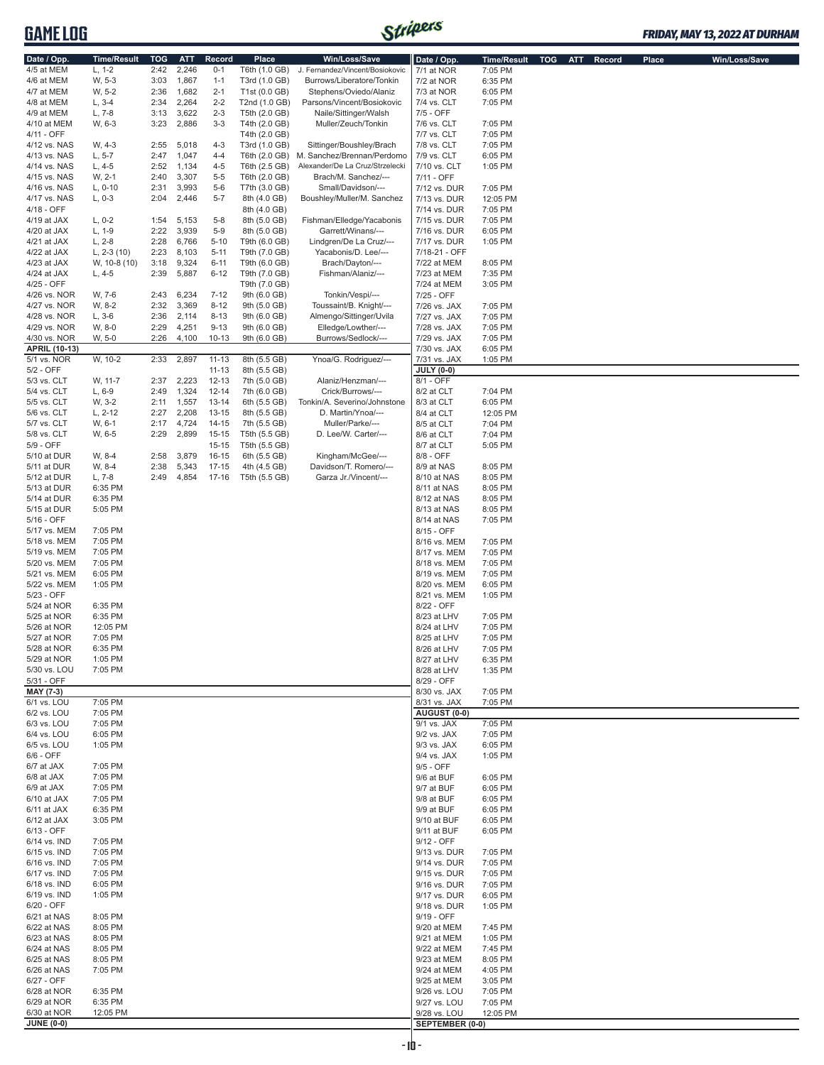# GAME LOG

*FRIDAY, MAY 13, 2022 AT DURHAM*

| Date / Opp. | Time/Result | TOG | ATT | Record | Place | Win/Loss/Save |
|---|---|---|---|---|---|---|
| 4/5 at MEM | L, 1-2 | 2:42 | 2,246 | 0-1 | T6th (1.0 GB) | J. Fernandez/Vincent/Bosiokovic |
| 4/6 at MEM | W, 5-3 | 3:03 | 1,867 | 1-1 | T3rd (1.0 GB) | Burrows/Liberatore/Tonkin |
| 4/7 at MEM | W, 5-2 | 2:36 | 1,682 | 2-1 | T1st (0.0 GB) | Stephens/Oviedo/Alaniz |
| 4/8 at MEM | L, 3-4 | 2:34 | 2,264 | 2-2 | T2nd (1.0 GB) | Parsons/Vincent/Bosiokovic |
| 4/9 at MEM | L, 7-8 | 3:13 | 3,622 | 2-3 | T5th (2.0 GB) | Naile/Sittinger/Walsh |
| 4/10 at MEM | W, 6-3 | 3:23 | 2,886 | 3-3 | T4th (2.0 GB) | Muller/Zeuch/Tonkin |
| 4/11 - OFF | | | | | T4th (2.0 GB) | |
| 4/12 vs. NAS | W, 4-3 | 2:55 | 5,018 | 4-3 | T3rd (1.0 GB) | Sittinger/Boushley/Brach |
| 4/13 vs. NAS | L, 5-7 | 2:47 | 1,047 | 4-4 | T6th (2.0 GB) | M. Sanchez/Brennan/Perdomo |
| 4/14 vs. NAS | L, 4-5 | 2:52 | 1,134 | 4-5 | T6th (2.5 GB) | Alexander/De La Cruz/Strzelecki |
| 4/15 vs. NAS | W, 2-1 | 2:40 | 3,307 | 5-5 | T6th (2.0 GB) | Brach/M. Sanchez/--- |
| 4/16 vs. NAS | L, 0-10 | 2:31 | 3,993 | 5-6 | T7th (3.0 GB) | Small/Davidson/--- |
| 4/17 vs. NAS | L, 0-3 | 2:04 | 2,446 | 5-7 | 8th (4.0 GB) | Boushley/Muller/M. Sanchez |
| 4/18 - OFF | | | | | 8th (4.0 GB) | |
| 4/19 at JAX | L, 0-2 | 1:54 | 5,153 | 5-8 | 8th (5.0 GB) | Fishman/Elledge/Yacabonis |
| 4/20 at JAX | L, 1-9 | 2:22 | 3,939 | 5-9 | 8th (5.0 GB) | Garrett/Winans/--- |
| 4/21 at JAX | L, 2-8 | 2:28 | 6,766 | 5-10 | T9th (6.0 GB) | Lindgren/De La Cruz/--- |
| 4/22 at JAX | L, 2-3 (10) | 2:23 | 8,103 | 5-11 | T9th (7.0 GB) | Yacabonis/D. Lee/--- |
| 4/23 at JAX | W, 10-8 (10) | 3:18 | 9,324 | 6-11 | T9th (6.0 GB) | Brach/Dayton/--- |
| 4/24 at JAX | L, 4-5 | 2:39 | 5,887 | 6-12 | T9th (7.0 GB) | Fishman/Alaniz/--- |
| 4/25 - OFF | | | | | T9th (7.0 GB) | |
| 4/26 vs. NOR | W, 7-6 | 2:43 | 6,234 | 7-12 | 9th (6.0 GB) | Tonkin/Vespi/--- |
| 4/27 vs. NOR | W, 8-2 | 2:32 | 3,369 | 8-12 | 9th (5.0 GB) | Toussaint/B. Knight/--- |
| 4/28 vs. NOR | L, 3-6 | 2:36 | 2,114 | 8-13 | 9th (6.0 GB) | Almengo/Sittinger/Uvila |
| 4/29 vs. NOR | W, 8-0 | 2:29 | 4,251 | 9-13 | 9th (6.0 GB) | Elledge/Lowther/--- |
| 4/30 vs. NOR | W, 5-0 | 2:26 | 4,100 | 10-13 | 9th (6.0 GB) | Burrows/Sedlock/--- |
| **APRIL (10-13)** | | | | | | |
| 5/1 vs. NOR | W, 10-2 | 2:33 | 2,897 | 11-13 | 8th (5.5 GB) | Ynoa/G. Rodriguez/--- |
| 5/2 - OFF | | | | 11-13 | 8th (5.5 GB) | |
| 5/3 vs. CLT | W, 11-7 | 2:37 | 2,223 | 12-13 | 7th (5.0 GB) | Alaniz/Henzman/--- |
| 5/4 vs. CLT | L, 6-9 | 2:49 | 1,324 | 12-14 | 7th (6.0 GB) | Crick/Burrows/--- |
| 5/5 vs. CLT | W, 3-2 | 2:11 | 1,557 | 13-14 | 6th (5.5 GB) | Tonkin/A. Severino/Johnstone |
| 5/6 vs. CLT | L, 2-12 | 2:27 | 2,208 | 13-15 | 8th (5.5 GB) | D. Martin/Ynoa/--- |
| 5/7 vs. CLT | W, 6-1 | 2:17 | 4,724 | 14-15 | 7th (5.5 GB) | Muller/Parke/--- |
| 5/8 vs. CLT | W, 6-5 | 2:29 | 2,899 | 15-15 | T5th (5.5 GB) | D. Lee/W. Carter/--- |
| 5/9 - OFF | | | | 15-15 | T5th (5.5 GB) | |
| 5/10 at DUR | W, 8-4 | 2:58 | 3,879 | 16-15 | 6th (5.5 GB) | Kingham/McGee/--- |
| 5/11 at DUR | W, 8-4 | 2:38 | 5,343 | 17-15 | 4th (4.5 GB) | Davidson/T. Romero/--- |
| 5/12 at DUR | L, 7-8 | 2:49 | 4,854 | 17-16 | T5th (5.5 GB) | Garza Jr./Vincent/--- |
| 5/13 at DUR | 6:35 PM | | | | | |
| 5/14 at DUR | 6:35 PM | | | | | |
| 5/15 at DUR | 5:05 PM | | | | | |
| 5/16 - OFF | | | | | | |
| 5/17 vs. MEM | 7:05 PM | | | | | |
| 5/18 vs. MEM | 7:05 PM | | | | | |
| 5/19 vs. MEM | 7:05 PM | | | | | |
| 5/20 vs. MEM | 7:05 PM | | | | | |
| 5/21 vs. MEM | 6:05 PM | | | | | |
| 5/22 vs. MEM | 1:05 PM | | | | | |
| 5/23 - OFF | | | | | | |
| 5/24 at NOR | 6:35 PM | | | | | |
| 5/25 at NOR | 6:35 PM | | | | | |
| 5/26 at NOR | 12:05 PM | | | | | |
| 5/27 at NOR | 7:05 PM | | | | | |
| 5/28 at NOR | 6:35 PM | | | | | |
| 5/29 at NOR | 1:05 PM | | | | | |
| 5/30 vs. LOU | 7:05 PM | | | | | |
| 5/31 - OFF | | | | | | |
| **MAY (7-3)** | | | | | | |
| 6/1 vs. LOU | 7:05 PM | | | | | |
| 6/2 vs. LOU | 7:05 PM | | | | | |
| 6/3 vs. LOU | 7:05 PM | | | | | |
| 6/4 vs. LOU | 6:05 PM | | | | | |
| 6/5 vs. LOU | 1:05 PM | | | | | |
| 6/6 - OFF | | | | | | |
| 6/7 at JAX | 7:05 PM | | | | | |
| 6/8 at JAX | 7:05 PM | | | | | |
| 6/9 at JAX | 7:05 PM | | | | | |
| 6/10 at JAX | 7:05 PM | | | | | |
| 6/11 at JAX | 6:35 PM | | | | | |
| 6/12 at JAX | 3:05 PM | | | | | |
| 6/13 - OFF | | | | | | |
| 6/14 vs. IND | 7:05 PM | | | | | |
| 6/15 vs. IND | 7:05 PM | | | | | |
| 6/16 vs. IND | 7:05 PM | | | | | |
| 6/17 vs. IND | 7:05 PM | | | | | |
| 6/18 vs. IND | 6:05 PM | | | | | |
| 6/19 vs. IND | 1:05 PM | | | | | |
| 6/20 - OFF | | | | | | |
| 6/21 at NAS | 8:05 PM | | | | | |
| 6/22 at NAS | 8:05 PM | | | | | |
| 6/23 at NAS | 8:05 PM | | | | | |
| 6/24 at NAS | 8:05 PM | | | | | |
| 6/25 at NAS | 8:05 PM | | | | | |
| 6/26 at NAS | 7:05 PM | | | | | |
| 6/27 - OFF | | | | | | |
| 6/28 at NOR | 6:35 PM | | | | | |
| 6/29 at NOR | 6:35 PM | | | | | |
| 6/30 at NOR | 12:05 PM | | | | | |
| **JUNE (0-0)** | | | | | | |

| Date / Opp. | Time/Result | TOG | ATT | Record | Place | Win/Loss/Save |
|---|---|---|---|---|---|---|
| 7/1 at NOR | 7:05 PM | | | | | |
| 7/2 at NOR | 6:35 PM | | | | | |
| 7/3 at NOR | 6:05 PM | | | | | |
| 7/4 vs. CLT | 7:05 PM | | | | | |
| 7/5 - OFF | | | | | | |
| 7/6 vs. CLT | 7:05 PM | | | | | |
| 7/7 vs. CLT | 7:05 PM | | | | | |
| 7/8 vs. CLT | 7:05 PM | | | | | |
| 7/9 vs. CLT | 6:05 PM | | | | | |
| 7/10 vs. CLT | 1:05 PM | | | | | |
| 7/11 - OFF | | | | | | |
| 7/12 vs. DUR | 7:05 PM | | | | | |
| 7/13 vs. DUR | 12:05 PM | | | | | |
| 7/14 vs. DUR | 7:05 PM | | | | | |
| 7/15 vs. DUR | 7:05 PM | | | | | |
| 7/16 vs. DUR | 6:05 PM | | | | | |
| 7/17 vs. DUR | 1:05 PM | | | | | |
| 7/18-21 - OFF | | | | | | |
| 7/22 at MEM | 8:05 PM | | | | | |
| 7/23 at MEM | 7:35 PM | | | | | |
| 7/24 at MEM | 3:05 PM | | | | | |
| 7/25 - OFF | | | | | | |
| 7/26 vs. JAX | 7:05 PM | | | | | |
| 7/27 vs. JAX | 7:05 PM | | | | | |
| 7/28 vs. JAX | 7:05 PM | | | | | |
| 7/29 vs. JAX | 7:05 PM | | | | | |
| 7/30 vs. JAX | 6:05 PM | | | | | |
| 7/31 vs. JAX | 1:05 PM | | | | | |
| **JULY (0-0)** | | | | | | |
| 8/1 - OFF | | | | | | |
| 8/2 at CLT | 7:04 PM | | | | | |
| 8/3 at CLT | 6:05 PM | | | | | |
| 8/4 at CLT | 12:05 PM | | | | | |
| 8/5 at CLT | 7:04 PM | | | | | |
| 8/6 at CLT | 7:04 PM | | | | | |
| 8/7 at CLT | 5:05 PM | | | | | |
| 8/8 - OFF | | | | | | |
| 8/9 at NAS | 8:05 PM | | | | | |
| 8/10 at NAS | 8:05 PM | | | | | |
| 8/11 at NAS | 8:05 PM | | | | | |
| 8/12 at NAS | 8:05 PM | | | | | |
| 8/13 at NAS | 8:05 PM | | | | | |
| 8/14 at NAS | 7:05 PM | | | | | |
| 8/15 - OFF | | | | | | |
| 8/16 vs. MEM | 7:05 PM | | | | | |
| 8/17 vs. MEM | 7:05 PM | | | | | |
| 8/18 vs. MEM | 7:05 PM | | | | | |
| 8/19 vs. MEM | 7:05 PM | | | | | |
| 8/20 vs. MEM | 6:05 PM | | | | | |
| 8/21 vs. MEM | 1:05 PM | | | | | |
| 8/22 - OFF | | | | | | |
| 8/23 at LHV | 7:05 PM | | | | | |
| 8/24 at LHV | 7:05 PM | | | | | |
| 8/25 at LHV | 7:05 PM | | | | | |
| 8/26 at LHV | 7:05 PM | | | | | |
| 8/27 at LHV | 6:35 PM | | | | | |
| 8/28 at LHV | 1:35 PM | | | | | |
| 8/29 - OFF | | | | | | |
| 8/30 vs. JAX | 7:05 PM | | | | | |
| 8/31 vs. JAX | 7:05 PM | | | | | |
| **AUGUST (0-0)** | | | | | | |
| 9/1 vs. JAX | 7:05 PM | | | | | |
| 9/2 vs. JAX | 7:05 PM | | | | | |
| 9/3 vs. JAX | 6:05 PM | | | | | |
| 9/4 vs. JAX | 1:05 PM | | | | | |
| 9/5 - OFF | | | | | | |
| 9/6 at BUF | 6:05 PM | | | | | |
| 9/7 at BUF | 6:05 PM | | | | | |
| 9/8 at BUF | 6:05 PM | | | | | |
| 9/9 at BUF | 6:05 PM | | | | | |
| 9/10 at BUF | 6:05 PM | | | | | |
| 9/11 at BUF | 6:05 PM | | | | | |
| 9/12 - OFF | | | | | | |
| 9/13 vs. DUR | 7:05 PM | | | | | |
| 9/14 vs. DUR | 7:05 PM | | | | | |
| 9/15 vs. DUR | 7:05 PM | | | | | |
| 9/16 vs. DUR | 7:05 PM | | | | | |
| 9/17 vs. DUR | 6:05 PM | | | | | |
| 9/18 vs. DUR | 1:05 PM | | | | | |
| 9/19 - OFF | | | | | | |
| 9/20 at MEM | 7:45 PM | | | | | |
| 9/21 at MEM | 1:05 PM | | | | | |
| 9/22 at MEM | 7:45 PM | | | | | |
| 9/23 at MEM | 8:05 PM | | | | | |
| 9/24 at MEM | 4:05 PM | | | | | |
| 9/25 at MEM | 3:05 PM | | | | | |
| 9/26 vs. LOU | 7:05 PM | | | | | |
| 9/27 vs. LOU | 7:05 PM | | | | | |
| 9/28 vs. LOU | 12:05 PM | | | | | |
| **SEPTEMBER (0-0)** | | | | | | |